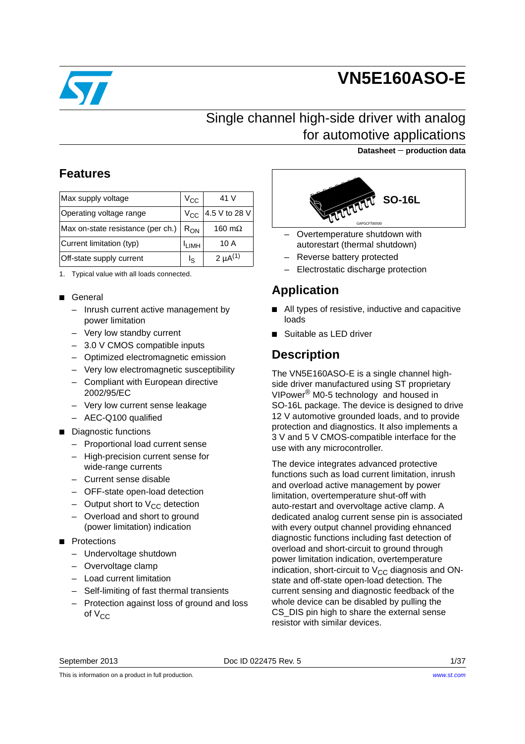# VN5E160ASO-E

## Single channel high-side driver with analog for automotive applications

**Datasheet — production data**

## Features

| Max supply voltage | $V_{CC}$ | 41 V |
|---|---|---|
| Operating voltage range | $V_{CC}$ | 4.5 V to 28 V |
| Max on-state resistance (per ch.) | $R_{ON}$ | 160 mΩ |
| Current limitation (typ) | $I_{LIMH}$ | 10 A |
| Off-state supply current | $I_S$ | 2 µA(1) |

1. Typical value with all loads connected.

- General
  - Inrush current active management by power limitation
  - Very low standby current
  - 3.0 V CMOS compatible inputs
  - Optimized electromagnetic emission
  - Very low electromagnetic susceptibility
  - Compliant with European directive 2002/95/EC
  - Very low current sense leakage
  - AEC-Q100 qualified
- Diagnostic functions
  - Proportional load current sense
  - High-precision current sense for wide-range currents
  - Current sense disable
  - OFF-state open-load detection
  - Output short to $V_{CC}$ detection
  - Overload and short to ground (power limitation) indication
- Protections
  - Undervoltage shutdown
  - Overvoltage clamp
  - Load current limitation
  - Self-limiting of fast thermal transients
  - Protection against loss of ground and loss of $V_{CC}$
  - Overtemperature shutdown with autorestart (thermal shutdown)
  - Reverse battery protected
  - Electrostatic discharge protection

SO-16L

## Application

- All types of resistive, inductive and capacitive loads
- Suitable as LED driver

## Description

The VN5E160ASO-E is a single channel high-side driver manufactured using ST proprietary VIPower® M0-5 technology and housed in SO-16L package. The device is designed to drive 12 V automotive grounded loads, and to provide protection and diagnostics. It also implements a 3 V and 5 V CMOS-compatible interface for the use with any microcontroller.

The device integrates advanced protective functions such as load current limitation, inrush and overload active management by power limitation, overtemperature shut-off with auto-restart and overvoltage active clamp. A dedicated analog current sense pin is associated with every output channel providing ehnanced diagnostic functions including fast detection of overload and short-circuit to ground through power limitation indication, overtemperature indication, short-circuit to $V_{CC}$ diagnosis and ON-state and off-state open-load detection. The current sensing and diagnostic feedback of the whole device can be disabled by pulling the CS_DIS pin high to share the external sense resistor with similar devices.

September 2013 Doc ID 022475 Rev. 5

This is information on a product in full production.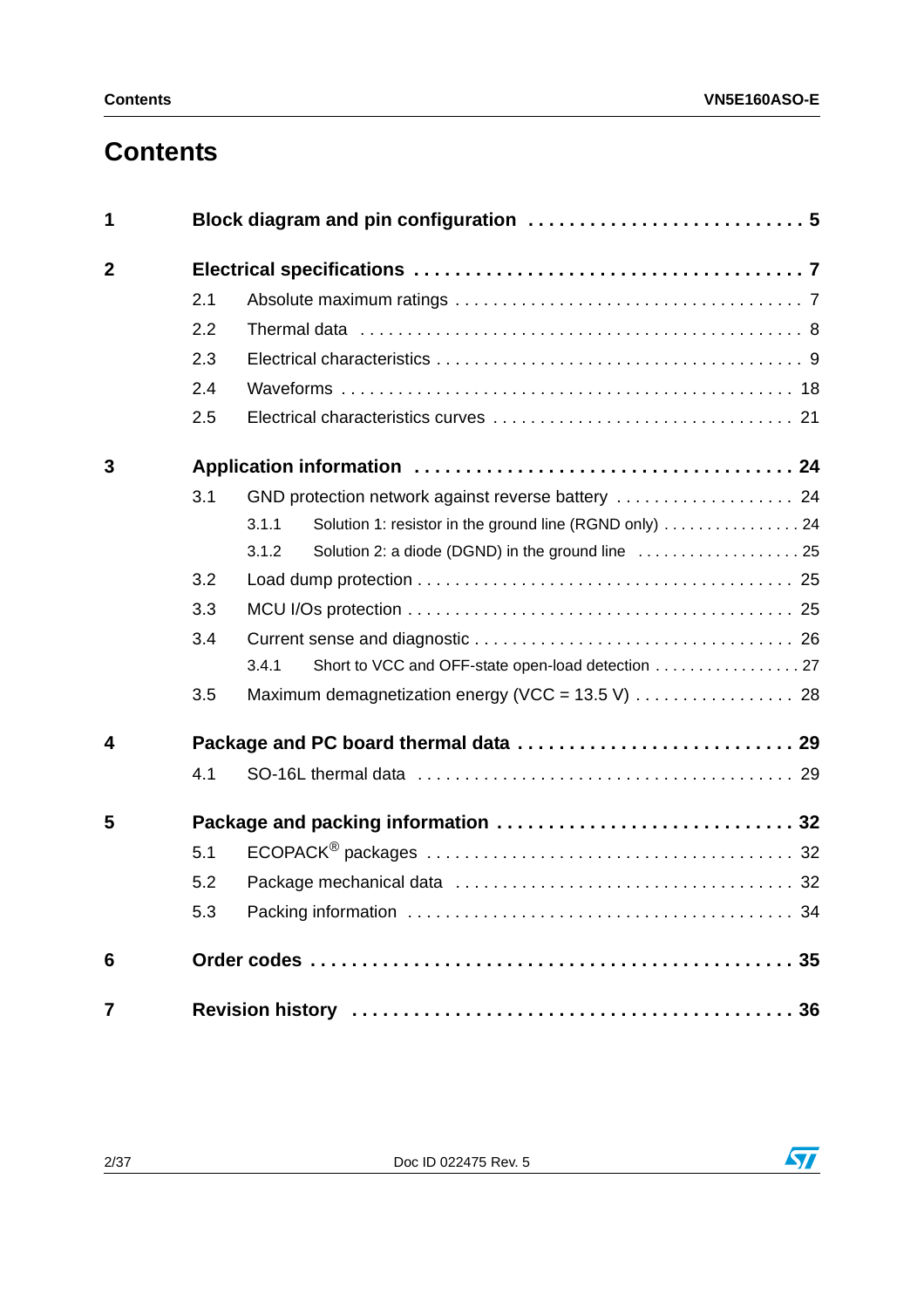# Contents

**1 Block diagram and pin configuration . . . . . . . . . . . . . . . . . . . . . . . . . . 5**

**2 Electrical specifications . . . . . . . . . . . . . . . . . . . . . . . . . . . . . . . . . . . . 7**

- 2.1 Absolute maximum ratings . . . . . . . . . . . . . . . . . . . . . . . . . . . . . . . . . . 7
- 2.2 Thermal data . . . . . . . . . . . . . . . . . . . . . . . . . . . . . . . . . . . . . . . . . . . . 8
- 2.3 Electrical characteristics . . . . . . . . . . . . . . . . . . . . . . . . . . . . . . . . . . . . 9
- 2.4 Waveforms . . . . . . . . . . . . . . . . . . . . . . . . . . . . . . . . . . . . . . . . . . . . . 18
- 2.5 Electrical characteristics curves . . . . . . . . . . . . . . . . . . . . . . . . . . . . . . 21

**3 Application information . . . . . . . . . . . . . . . . . . . . . . . . . . . . . . . . . . . . 24**

- 3.1 GND protection network against reverse battery . . . . . . . . . . . . . . . . . . . 24
  - 3.1.1 Solution 1: resistor in the ground line (RGND only) . . . . . . . . . . . . . . . . 24
  - 3.1.2 Solution 2: a diode (DGND) in the ground line . . . . . . . . . . . . . . . . . . . 25
- 3.2 Load dump protection . . . . . . . . . . . . . . . . . . . . . . . . . . . . . . . . . . . . . 25
- 3.3 MCU I/Os protection . . . . . . . . . . . . . . . . . . . . . . . . . . . . . . . . . . . . . . 25
- 3.4 Current sense and diagnostic . . . . . . . . . . . . . . . . . . . . . . . . . . . . . . . . 26
  - 3.4.1 Short to VCC and OFF-state open-load detection . . . . . . . . . . . . . . . . . 27
- 3.5 Maximum demagnetization energy (VCC = 13.5 V) . . . . . . . . . . . . . . . . . 28

**4 Package and PC board thermal data . . . . . . . . . . . . . . . . . . . . . . . . . . 29**

- 4.1 SO-16L thermal data . . . . . . . . . . . . . . . . . . . . . . . . . . . . . . . . . . . . . . 29

**5 Package and packing information . . . . . . . . . . . . . . . . . . . . . . . . . . . . 32**

- 5.1 ECOPACK® packages . . . . . . . . . . . . . . . . . . . . . . . . . . . . . . . . . . . . . 32
- 5.2 Package mechanical data . . . . . . . . . . . . . . . . . . . . . . . . . . . . . . . . . . . 32
- 5.3 Packing information . . . . . . . . . . . . . . . . . . . . . . . . . . . . . . . . . . . . . . . 34

**6 Order codes . . . . . . . . . . . . . . . . . . . . . . . . . . . . . . . . . . . . . . . . . . . . . 35**

**7 Revision history . . . . . . . . . . . . . . . . . . . . . . . . . . . . . . . . . . . . . . . . . . 36**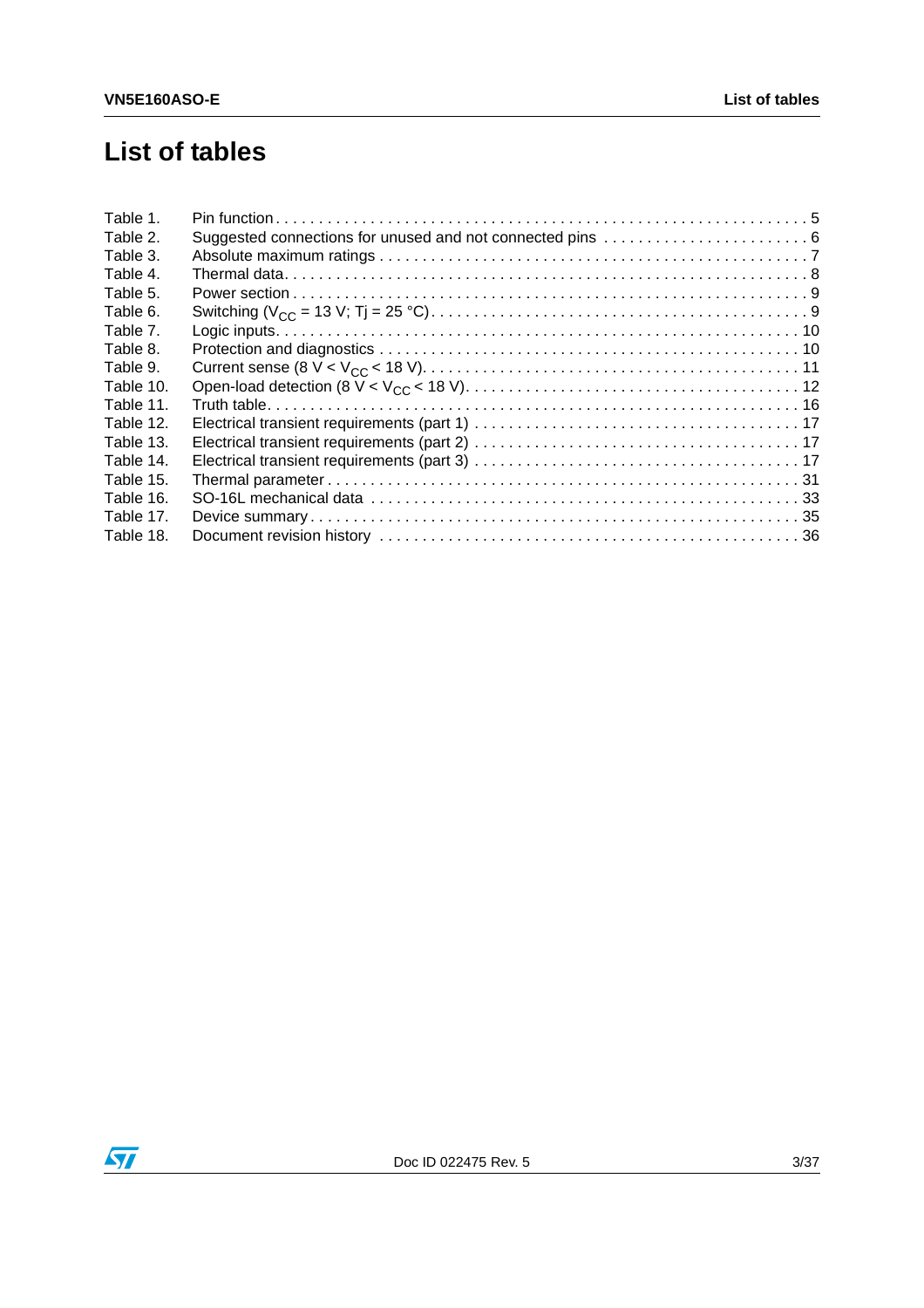# List of tables

Table 1. Pin function . . . . . . . . . . . . . . . . . . . . . . . . . . . . . . . . . . . . . . . . . . . . . . . . . . . . . . . . . . . . . . 5
Table 2. Suggested connections for unused and not connected pins . . . . . . . . . . . . . . . . . . . . . . . . 6
Table 3. Absolute maximum ratings . . . . . . . . . . . . . . . . . . . . . . . . . . . . . . . . . . . . . . . . . . . . . . . . . . 7
Table 4. Thermal data. . . . . . . . . . . . . . . . . . . . . . . . . . . . . . . . . . . . . . . . . . . . . . . . . . . . . . . . . . . . . 8
Table 5. Power section . . . . . . . . . . . . . . . . . . . . . . . . . . . . . . . . . . . . . . . . . . . . . . . . . . . . . . . . . . . . 9
Table 6. Switching ($V_{CC}$ = 13 V; Tj = 25 °C). . . . . . . . . . . . . . . . . . . . . . . . . . . . . . . . . . . . . . . . . . . 9
Table 7. Logic inputs. . . . . . . . . . . . . . . . . . . . . . . . . . . . . . . . . . . . . . . . . . . . . . . . . . . . . . . . . . . . . 10
Table 8. Protection and diagnostics . . . . . . . . . . . . . . . . . . . . . . . . . . . . . . . . . . . . . . . . . . . . . . . . . 10
Table 9. Current sense (8 V < $V_{CC}$ < 18 V). . . . . . . . . . . . . . . . . . . . . . . . . . . . . . . . . . . . . . . . . . . . 11
Table 10. Open-load detection (8 V < $V_{CC}$ < 18 V). . . . . . . . . . . . . . . . . . . . . . . . . . . . . . . . . . . . . . 12
Table 11. Truth table. . . . . . . . . . . . . . . . . . . . . . . . . . . . . . . . . . . . . . . . . . . . . . . . . . . . . . . . . . . . . 16
Table 12. Electrical transient requirements (part 1) . . . . . . . . . . . . . . . . . . . . . . . . . . . . . . . . . . . . . 17
Table 13. Electrical transient requirements (part 2) . . . . . . . . . . . . . . . . . . . . . . . . . . . . . . . . . . . . . 17
Table 14. Electrical transient requirements (part 3) . . . . . . . . . . . . . . . . . . . . . . . . . . . . . . . . . . . . . 17
Table 15. Thermal parameter . . . . . . . . . . . . . . . . . . . . . . . . . . . . . . . . . . . . . . . . . . . . . . . . . . . . . . 31
Table 16. SO-16L mechanical data . . . . . . . . . . . . . . . . . . . . . . . . . . . . . . . . . . . . . . . . . . . . . . . . . 33
Table 17. Device summary . . . . . . . . . . . . . . . . . . . . . . . . . . . . . . . . . . . . . . . . . . . . . . . . . . . . . . . . 35
Table 18. Document revision history . . . . . . . . . . . . . . . . . . . . . . . . . . . . . . . . . . . . . . . . . . . . . . . . 36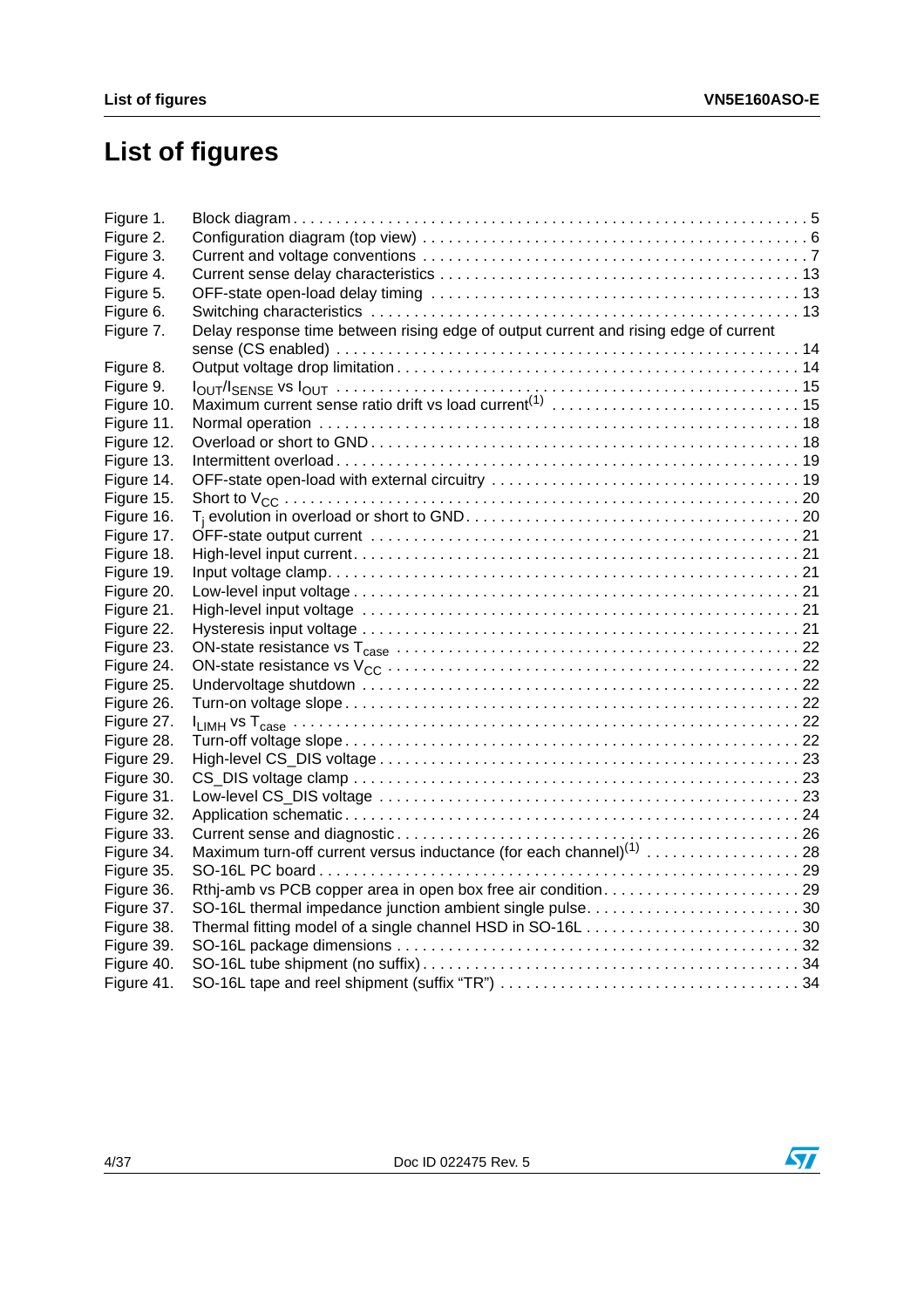# List of figures

| | | |
|---|---|---|
| Figure 1. | Block diagram | 5 |
| Figure 2. | Configuration diagram (top view) | 6 |
| Figure 3. | Current and voltage conventions | 7 |
| Figure 4. | Current sense delay characteristics | 13 |
| Figure 5. | OFF-state open-load delay timing | 13 |
| Figure 6. | Switching characteristics | 13 |
| Figure 7. | Delay response time between rising edge of output current and rising edge of current sense (CS enabled) | 14 |
| Figure 8. | Output voltage drop limitation | 14 |
| Figure 9. | $I_{OUT}/I_{SENSE}$ vs $I_{OUT}$ | 15 |
| Figure 10. | Maximum current sense ratio drift vs load current[1] | 15 |
| Figure 11. | Normal operation | 18 |
| Figure 12. | Overload or short to GND | 18 |
| Figure 13. | Intermittent overload | 19 |
| Figure 14. | OFF-state open-load with external circuitry | 19 |
| Figure 15. | Short to $V_{CC}$ | 20 |
| Figure 16. | $T_j$ evolution in overload or short to GND | 20 |
| Figure 17. | OFF-state output current | 21 |
| Figure 18. | High-level input current | 21 |
| Figure 19. | Input voltage clamp | 21 |
| Figure 20. | Low-level input voltage | 21 |
| Figure 21. | High-level input voltage | 21 |
| Figure 22. | Hysteresis input voltage | 21 |
| Figure 23. | ON-state resistance vs $T_{case}$ | 22 |
| Figure 24. | ON-state resistance vs $V_{CC}$ | 22 |
| Figure 25. | Undervoltage shutdown | 22 |
| Figure 26. | Turn-on voltage slope | 22 |
| Figure 27. | $I_{LIMH}$ vs $T_{case}$ | 22 |
| Figure 28. | Turn-off voltage slope | 22 |
| Figure 29. | High-level CS_DIS voltage | 23 |
| Figure 30. | CS_DIS voltage clamp | 23 |
| Figure 31. | Low-level CS_DIS voltage | 23 |
| Figure 32. | Application schematic | 24 |
| Figure 33. | Current sense and diagnostic | 26 |
| Figure 34. | Maximum turn-off current versus inductance (for each channel)[1] | 28 |
| Figure 35. | SO-16L PC board | 29 |
| Figure 36. | Rthj-amb vs PCB copper area in open box free air condition | 29 |
| Figure 37. | SO-16L thermal impedance junction ambient single pulse | 30 |
| Figure 38. | Thermal fitting model of a single channel HSD in SO-16L | 30 |
| Figure 39. | SO-16L package dimensions | 32 |
| Figure 40. | SO-16L tube shipment (no suffix) | 34 |
| Figure 41. | SO-16L tape and reel shipment (suffix “TR”) | 34 |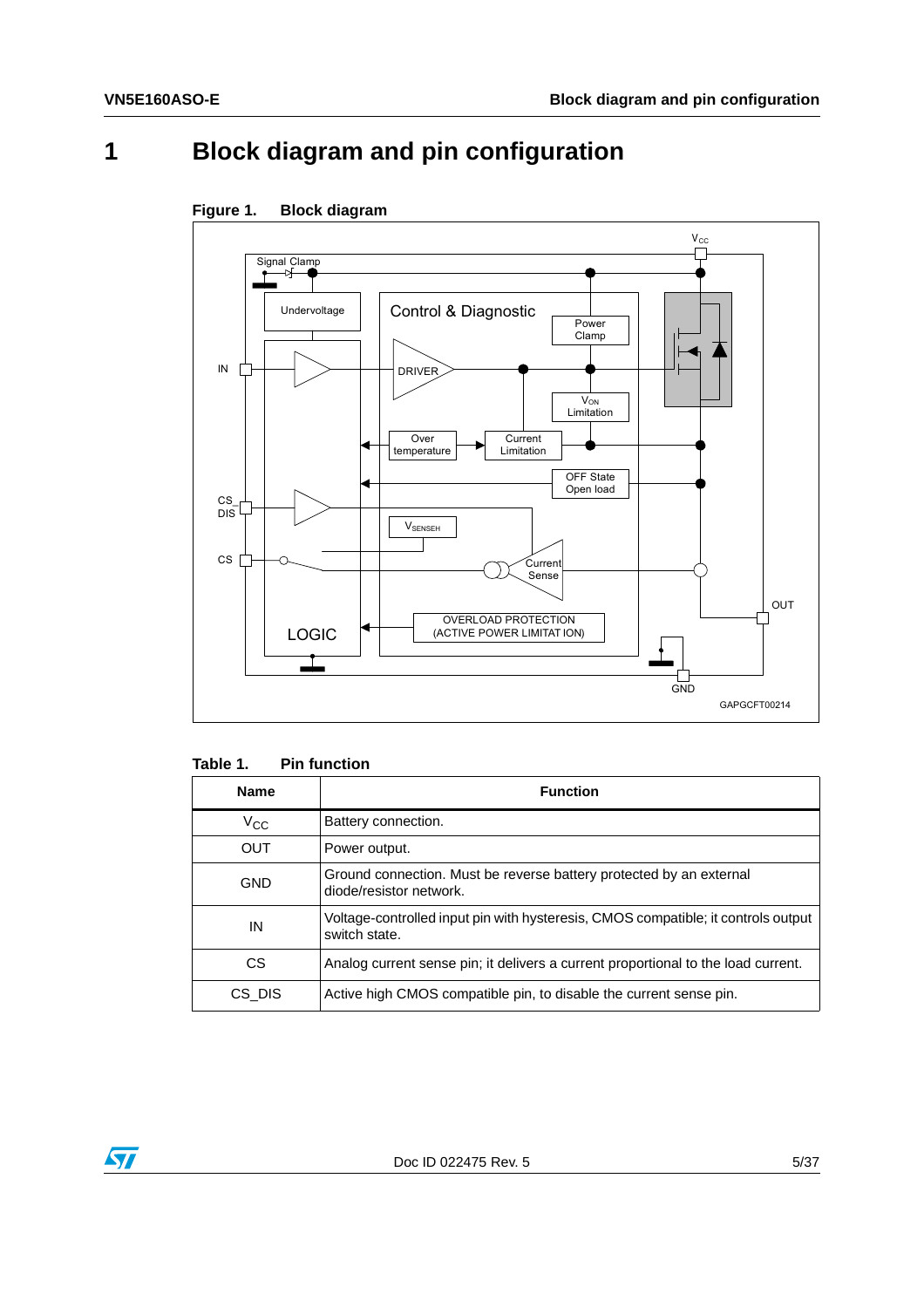# 1 Block diagram and pin configuration

**Figure 1. Block diagram**

**Table 1. Pin function**

| Name | Function |
|---|---|
| $V_{CC}$ | Battery connection. |
| OUT | Power output. |
| GND | Ground connection. Must be reverse battery protected by an external diode/resistor network. |
| IN | Voltage-controlled input pin with hysteresis, CMOS compatible; it controls output switch state. |
| CS | Analog current sense pin; it delivers a current proportional to the load current. |
| CS_DIS | Active high CMOS compatible pin, to disable the current sense pin. |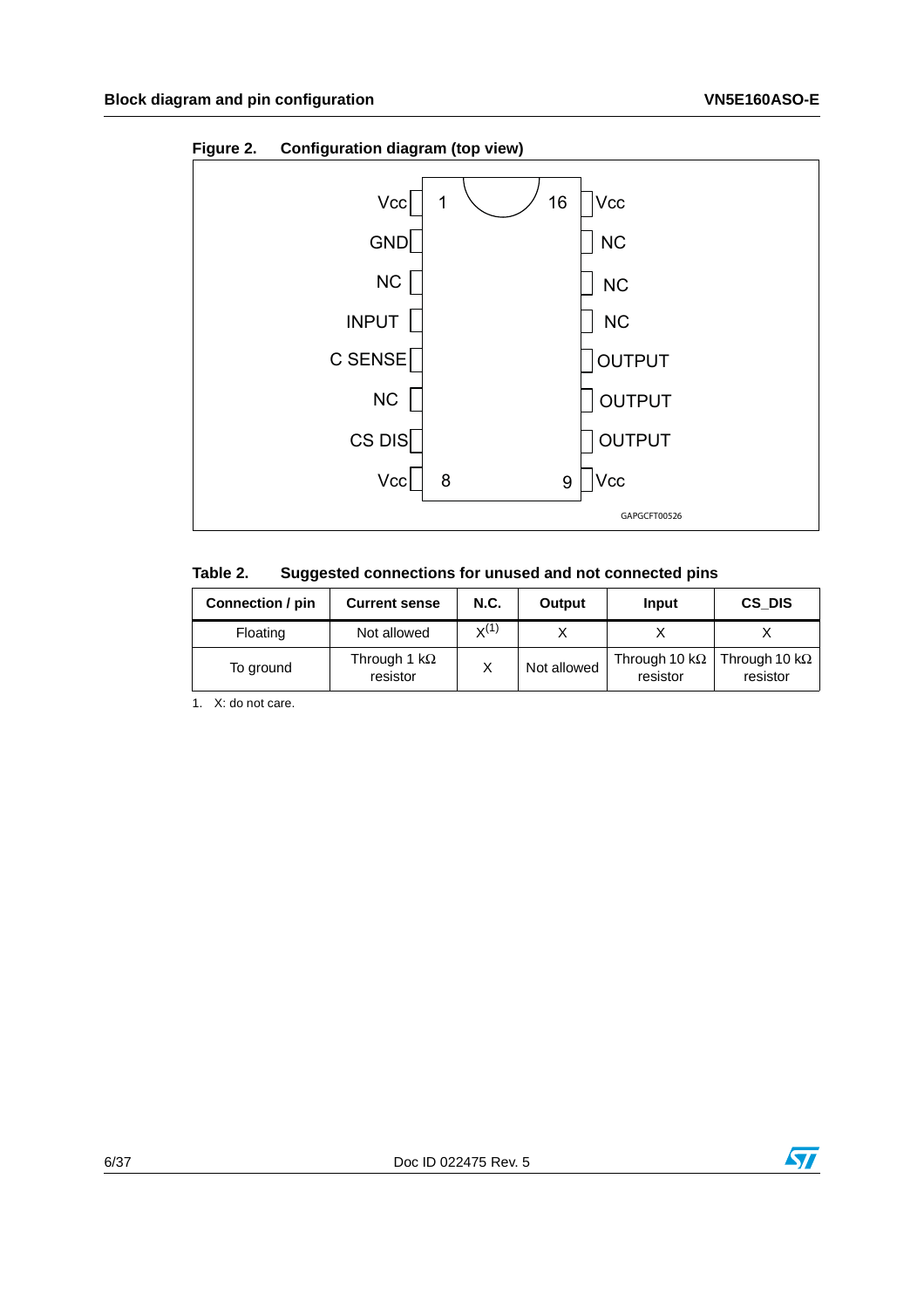**Figure 2. Configuration diagram (top view)**

| Pin | Name | Pin | Name |
|---|---|---|---|
| 1 | Vcc | 16 | Vcc |
| 2 | GND | 15 | NC |
| 3 | NC | 14 | NC |
| 4 | INPUT | 13 | NC |
| 5 | C SENSE | 12 | OUTPUT |
| 6 | NC | 11 | OUTPUT |
| 7 | CS DIS | 10 | OUTPUT |
| 8 | Vcc | 9 | Vcc |

GAPGCFT00526

**Table 2. Suggested connections for unused and not connected pins**

| Connection / pin | Current sense | N.C. | Output | Input | CS_DIS |
|---|---|---|---|---|---|
| Floating | Not allowed | X[1] | X | X | X |
| To ground | Through 1 kΩ resistor | X | Not allowed | Through 10 kΩ resistor | Through 10 kΩ resistor |

1. X: do not care.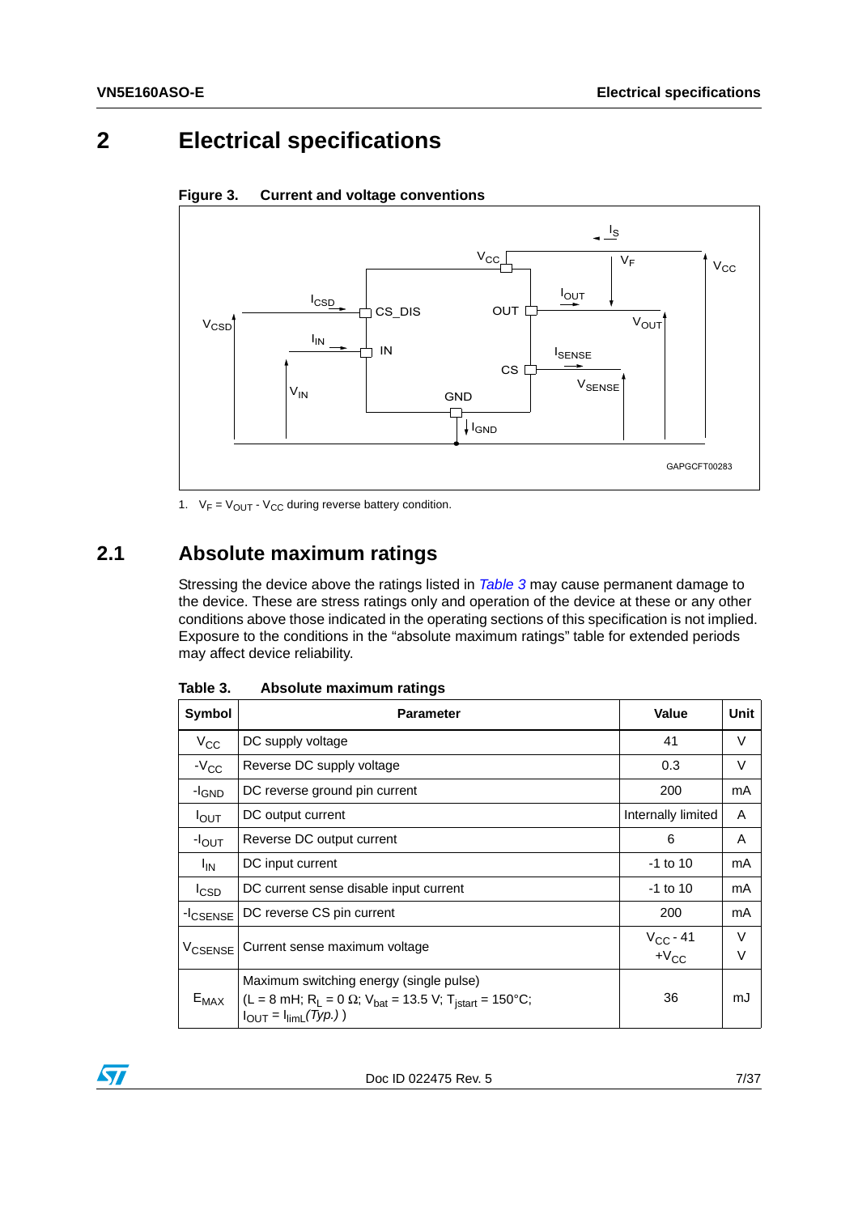# 2 Electrical specifications

**Figure 3. Current and voltage conventions**

1. $V_F = V_{OUT} - V_{CC}$ during reverse battery condition.

## 2.1 Absolute maximum ratings

Stressing the device above the ratings listed in *Table 3* may cause permanent damage to the device. These are stress ratings only and operation of the device at these or any other conditions above those indicated in the operating sections of this specification is not implied. Exposure to the conditions in the "absolute maximum ratings" table for extended periods may affect device reliability.

**Table 3. Absolute maximum ratings**

| Symbol | Parameter | Value | Unit |
|---|---|---|---|
| $V_{CC}$ | DC supply voltage | 41 | V |
| $-V_{CC}$ | Reverse DC supply voltage | 0.3 | V |
| $-I_{GND}$ | DC reverse ground pin current | 200 | mA |
| $I_{OUT}$ | DC output current | Internally limited | A |
| $-I_{OUT}$ | Reverse DC output current | 6 | A |
| $I_{IN}$ | DC input current | -1 to 10 | mA |
| $I_{CSD}$ | DC current sense disable input current | -1 to 10 | mA |
| $-I_{CSENSE}$ | DC reverse CS pin current | 200 | mA |
| $V_{CSENSE}$ | Current sense maximum voltage | $V_{CC}$ - 41<br>$+V_{CC}$ | V<br>V |
| $E_{MAX}$ | Maximum switching energy (single pulse)<br>($L = 8$ mH; $R_L = 0\ \Omega$; $V_{bat} = 13.5$ V; $T_{jstart} = 150°C$;<br>$I_{OUT} = I_{limL}$*(Typ.)* ) | 36 | mJ |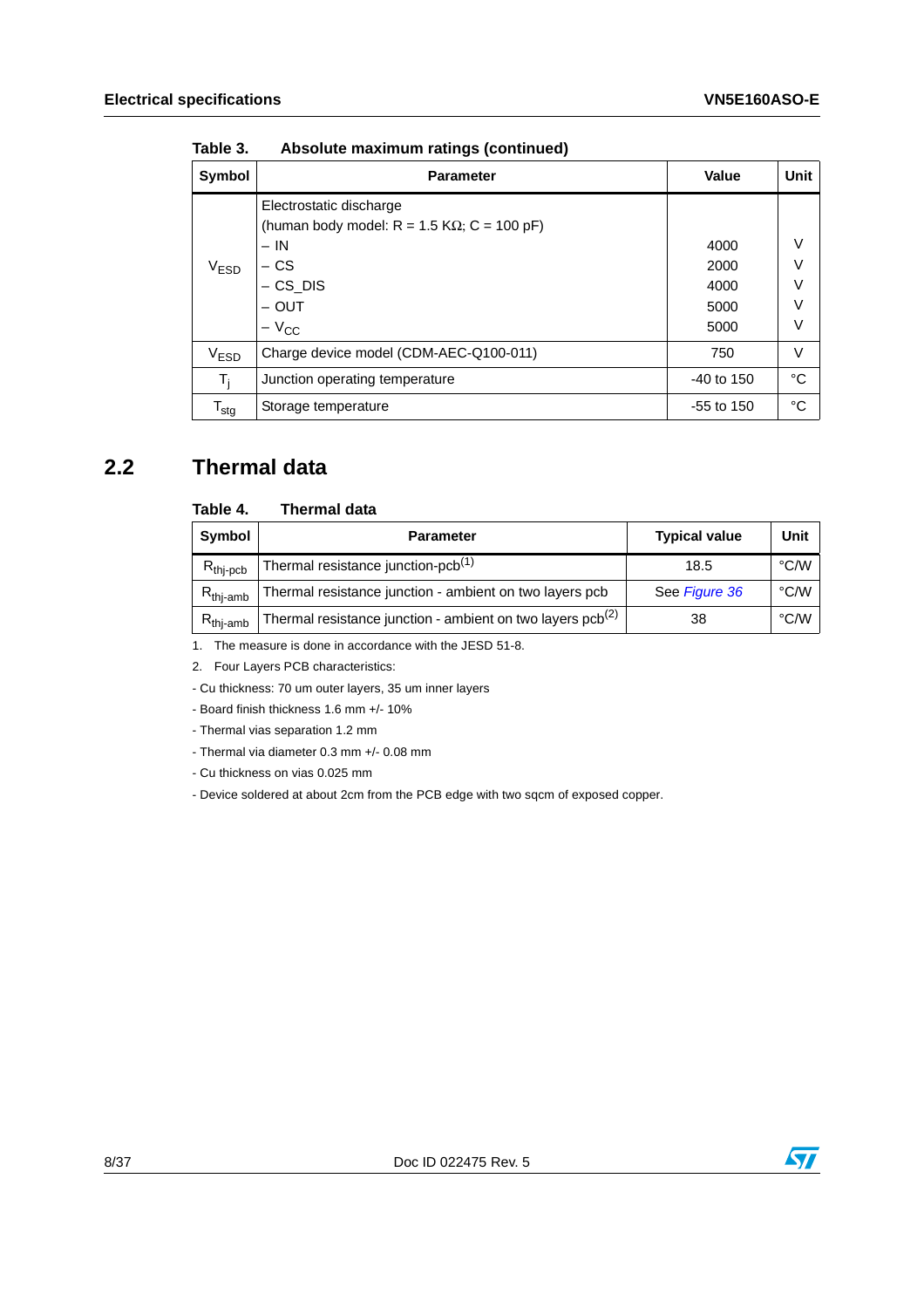Table 3. Absolute maximum ratings (continued)

| Symbol | Parameter | Value | Unit |
|---|---|---|---|
| $V_{ESD}$ | Electrostatic discharge (human body model: R = 1.5 KΩ; C = 100 pF) | | |
| | – IN | 4000 | V |
| | – CS | 2000 | V |
| | – CS_DIS | 4000 | V |
| | – OUT | 5000 | V |
| | – $V_{CC}$ | 5000 | V |
| $V_{ESD}$ | Charge device model (CDM-AEC-Q100-011) | 750 | V |
| $T_j$ | Junction operating temperature | -40 to 150 | °C |
| $T_{stg}$ | Storage temperature | -55 to 150 | °C |

## 2.2 Thermal data

Table 4. Thermal data

| Symbol | Parameter | Typical value | Unit |
|---|---|---|---|
| $R_{thj-pcb}$ | Thermal resistance junction-pcb(1) | 18.5 | °C/W |
| $R_{thj-amb}$ | Thermal resistance junction - ambient on two layers pcb | See *Figure 36* | °C/W |
| $R_{thj-amb}$ | Thermal resistance junction - ambient on two layers pcb(2) | 38 | °C/W |

1. The measure is done in accordance with the JESD 51-8.
2. Four Layers PCB characteristics:

- Cu thickness: 70 um outer layers, 35 um inner layers
- Board finish thickness 1.6 mm +/- 10%
- Thermal vias separation 1.2 mm
- Thermal via diameter 0.3 mm +/- 0.08 mm
- Cu thickness on vias 0.025 mm
- Device soldered at about 2cm from the PCB edge with two sqcm of exposed copper.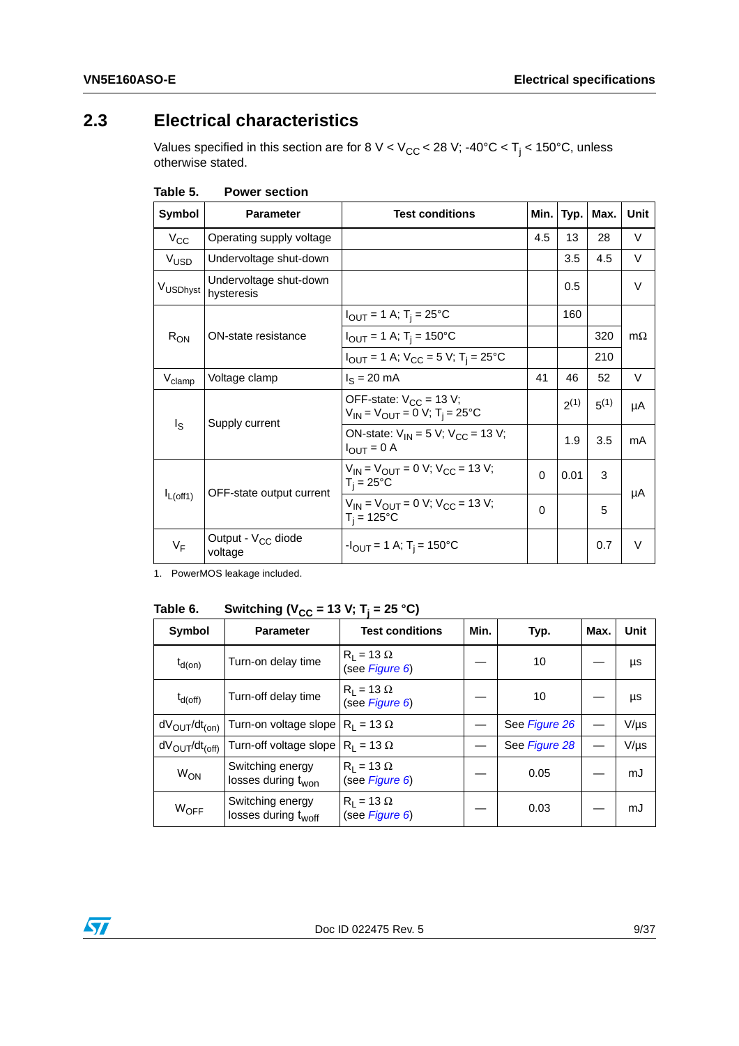## 2.3 Electrical characteristics

Values specified in this section are for 8 V < $V_{CC}$ < 28 V; -40°C < $T_j$ < 150°C, unless otherwise stated.

**Table 5. Power section**

| Symbol | Parameter | Test conditions | Min. | Typ. | Max. | Unit |
|---|---|---|---|---|---|---|
| $V_{CC}$ | Operating supply voltage | | 4.5 | 13 | 28 | V |
| $V_{USD}$ | Undervoltage shut-down | | | 3.5 | 4.5 | V |
| $V_{USDhyst}$ | Undervoltage shut-down hysteresis | | | 0.5 | | V |
| $R_{ON}$ | ON-state resistance | $I_{OUT}$ = 1 A; $T_j$ = 25°C | | 160 | | mΩ |
| | | $I_{OUT}$ = 1 A; $T_j$ = 150°C | | | 320 | |
| | | $I_{OUT}$ = 1 A; $V_{CC}$ = 5 V; $T_j$ = 25°C | | | 210 | |
| $V_{clamp}$ | Voltage clamp | $I_S$ = 20 mA | 41 | 46 | 52 | V |
| $I_S$ | Supply current | OFF-state: $V_{CC}$ = 13 V; $V_{IN}$ = $V_{OUT}$ = 0 V; $T_j$ = 25°C | | 2[(1)] | 5[(1)] | µA |
| | | ON-state: $V_{IN}$ = 5 V; $V_{CC}$ = 13 V; $I_{OUT}$ = 0 A | | 1.9 | 3.5 | mA |
| $I_{L(off1)}$ | OFF-state output current | $V_{IN}$ = $V_{OUT}$ = 0 V; $V_{CC}$ = 13 V; $T_j$ = 25°C | 0 | 0.01 | 3 | µA |
| | | $V_{IN}$ = $V_{OUT}$ = 0 V; $V_{CC}$ = 13 V; $T_j$ = 125°C | 0 | | 5 | |
| $V_F$ | Output - $V_{CC}$ diode voltage | -$I_{OUT}$ = 1 A; $T_j$ = 150°C | | | 0.7 | V |

1. PowerMOS leakage included.

**Table 6. Switching ($V_{CC}$ = 13 V; $T_j$ = 25 °C)**

| Symbol | Parameter | Test conditions | Min. | Typ. | Max. | Unit |
|---|---|---|---|---|---|---|
| $t_{d(on)}$ | Turn-on delay time | $R_L$ = 13 Ω (see *Figure 6*) | — | 10 | — | µs |
| $t_{d(off)}$ | Turn-off delay time | $R_L$ = 13 Ω (see *Figure 6*) | — | 10 | — | µs |
| $dV_{OUT}/dt_{(on)}$ | Turn-on voltage slope | $R_L$ = 13 Ω | — | See *Figure 26* | — | V/µs |
| $dV_{OUT}/dt_{(off)}$ | Turn-off voltage slope | $R_L$ = 13 Ω | — | See *Figure 28* | — | V/µs |
| $W_{ON}$ | Switching energy losses during $t_{won}$ | $R_L$ = 13 Ω (see *Figure 6*) | — | 0.05 | — | mJ |
| $W_{OFF}$ | Switching energy losses during $t_{woff}$ | $R_L$ = 13 Ω (see *Figure 6*) | — | 0.03 | — | mJ |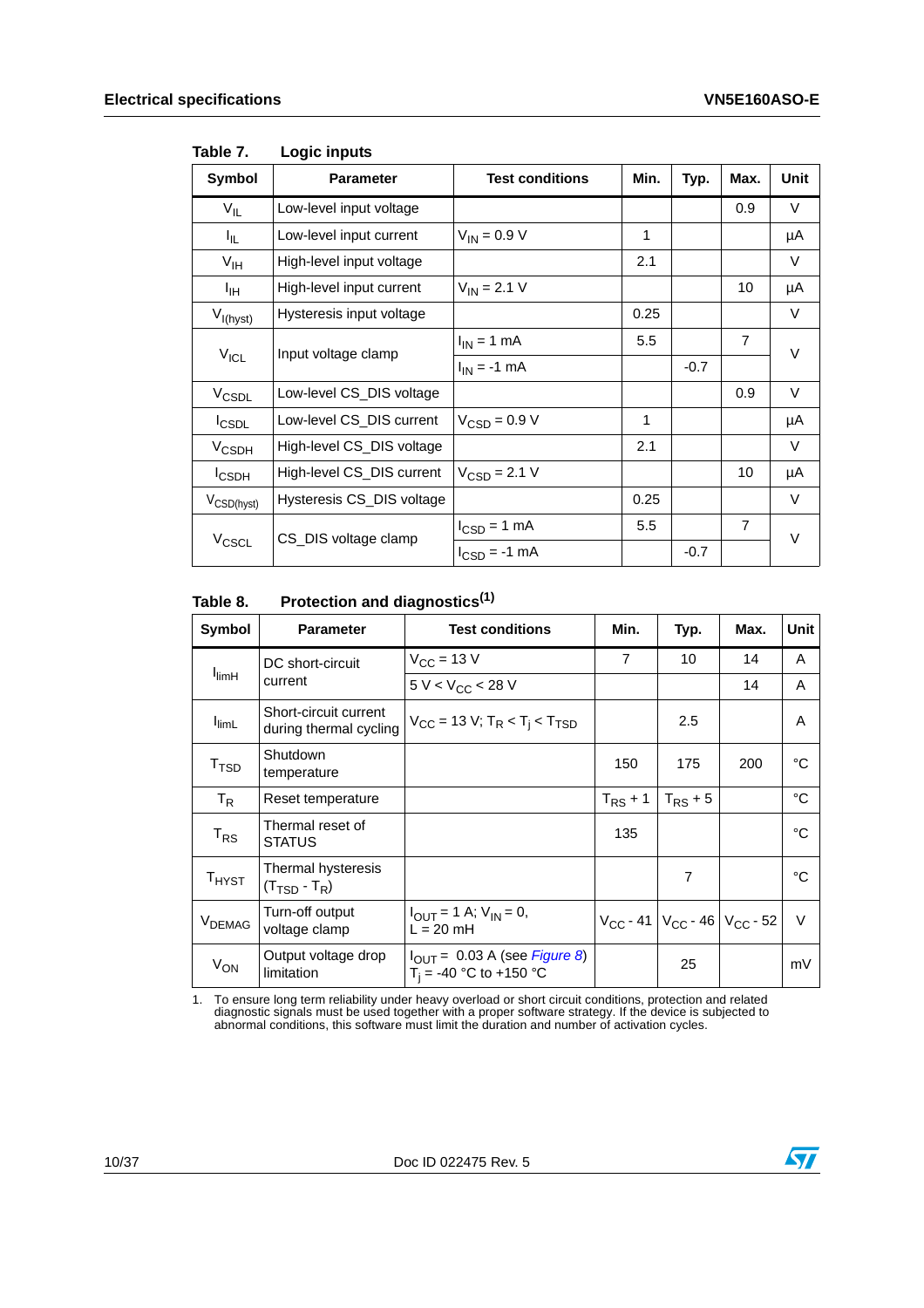Table 7. Logic inputs

| Symbol | Parameter | Test conditions | Min. | Typ. | Max. | Unit |
|---|---|---|---|---|---|---|
| $V_{IL}$ | Low-level input voltage | | | | 0.9 | V |
| $I_{IL}$ | Low-level input current | $V_{IN}$ = 0.9 V | 1 | | | µA |
| $V_{IH}$ | High-level input voltage | | 2.1 | | | V |
| $I_{IH}$ | High-level input current | $V_{IN}$ = 2.1 V | | | 10 | µA |
| $V_{I(hyst)}$ | Hysteresis input voltage | | 0.25 | | | V |
| $V_{ICL}$ | Input voltage clamp | $I_{IN}$ = 1 mA | 5.5 | | 7 | V |
| | | $I_{IN}$ = -1 mA | | -0.7 | | |
| $V_{CSDL}$ | Low-level CS_DIS voltage | | | | 0.9 | V |
| $I_{CSDL}$ | Low-level CS_DIS current | $V_{CSD}$ = 0.9 V | 1 | | | µA |
| $V_{CSDH}$ | High-level CS_DIS voltage | | 2.1 | | | V |
| $I_{CSDH}$ | High-level CS_DIS current | $V_{CSD}$ = 2.1 V | | | 10 | µA |
| $V_{CSD(hyst)}$ | Hysteresis CS_DIS voltage | | 0.25 | | | V |
| $V_{CSCL}$ | CS_DIS voltage clamp | $I_{CSD}$ = 1 mA | 5.5 | | 7 | V |
| | | $I_{CSD}$ = -1 mA | | -0.7 | | |

Table 8. Protection and diagnostics[1]

| Symbol | Parameter | Test conditions | Min. | Typ. | Max. | Unit |
|---|---|---|---|---|---|---|
| $I_{limH}$ | DC short-circuit current | $V_{CC}$ = 13 V | 7 | 10 | 14 | A |
| | | 5 V < $V_{CC}$ < 28 V | | | 14 | A |
| $I_{limL}$ | Short-circuit current during thermal cycling | $V_{CC}$ = 13 V; $T_R < T_j < T_{TSD}$ | | 2.5 | | A |
| $T_{TSD}$ | Shutdown temperature | | 150 | 175 | 200 | °C |
| $T_R$ | Reset temperature | | $T_{RS}$ + 1 | $T_{RS}$ + 5 | | °C |
| $T_{RS}$ | Thermal reset of STATUS | | 135 | | | °C |
| $T_{HYST}$ | Thermal hysteresis ($T_{TSD}$ - $T_R$) | | | 7 | | °C |
| $V_{DEMAG}$ | Turn-off output voltage clamp | $I_{OUT}$ = 1 A; $V_{IN}$ = 0, L = 20 mH | $V_{CC}$ - 41 | $V_{CC}$ - 46 | $V_{CC}$ - 52 | V |
| $V_{ON}$ | Output voltage drop limitation | $I_{OUT}$ = 0.03 A (see *Figure 8*) $T_j$ = -40 °C to +150 °C | | 25 | | mV |

1. To ensure long term reliability under heavy overload or short circuit conditions, protection and related diagnostic signals must be used together with a proper software strategy. If the device is subjected to abnormal conditions, this software must limit the duration and number of activation cycles.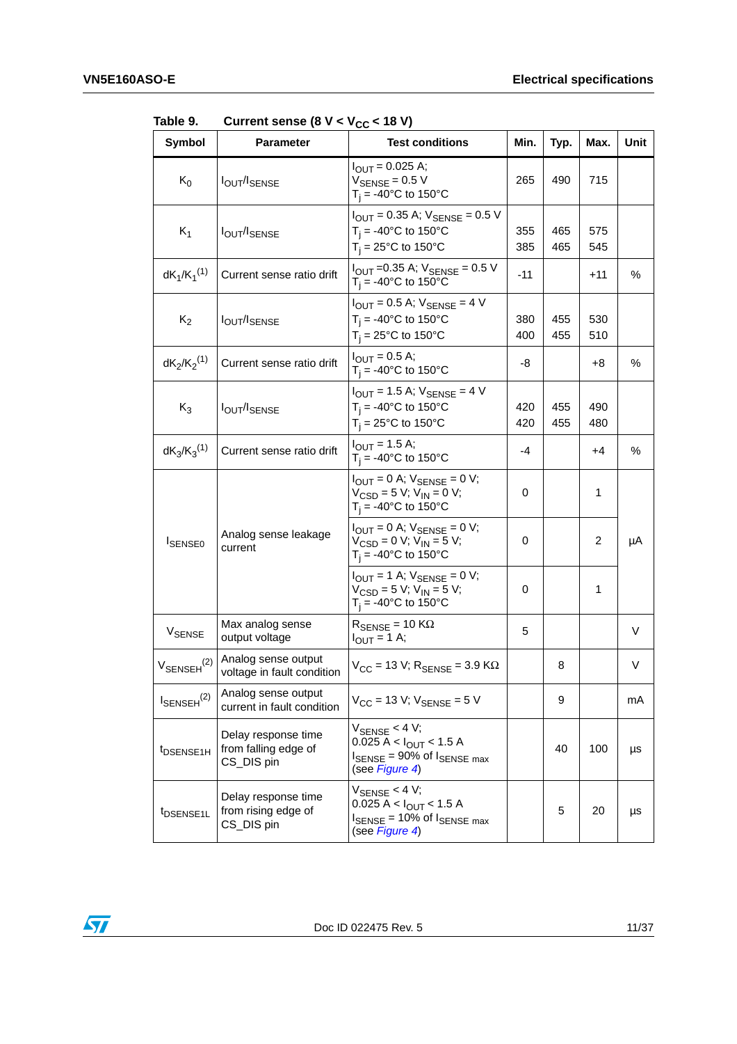Table 9. Current sense (8 V < $V_{CC}$ < 18 V)

| Symbol | Parameter | Test conditions | Min. | Typ. | Max. | Unit |
|---|---|---|---|---|---|---|
| $K_0$ | $I_{OUT}/I_{SENSE}$ | $I_{OUT}$ = 0.025 A; $V_{SENSE}$ = 0.5 V $T_j$ = -40°C to 150°C | 265 | 490 | 715 | |
| $K_1$ | $I_{OUT}/I_{SENSE}$ | $I_{OUT}$ = 0.35 A; $V_{SENSE}$ = 0.5 V $T_j$ = -40°C to 150°C $T_j$ = 25°C to 150°C | 355 385 | 465 465 | 575 545 | |
| $dK_1/K_1$(1) | Current sense ratio drift | $I_{OUT}$ =0.35 A; $V_{SENSE}$ = 0.5 V $T_j$ = -40°C to 150°C | -11 | | +11 | % |
| $K_2$ | $I_{OUT}/I_{SENSE}$ | $I_{OUT}$ = 0.5 A; $V_{SENSE}$ = 4 V $T_j$ = -40°C to 150°C $T_j$ = 25°C to 150°C | 380 400 | 455 455 | 530 510 | |
| $dK_2/K_2$(1) | Current sense ratio drift | $I_{OUT}$ = 0.5 A; $T_j$ = -40°C to 150°C | -8 | | +8 | % |
| $K_3$ | $I_{OUT}/I_{SENSE}$ | $I_{OUT}$ = 1.5 A; $V_{SENSE}$ = 4 V $T_j$ = -40°C to 150°C $T_j$ = 25°C to 150°C | 420 420 | 455 455 | 490 480 | |
| $dK_3/K_3$(1) | Current sense ratio drift | $I_{OUT}$ = 1.5 A; $T_j$ = -40°C to 150°C | -4 | | +4 | % |
| $I_{SENSE0}$ | Analog sense leakage current | $I_{OUT}$ = 0 A; $V_{SENSE}$ = 0 V; $V_{CSD}$ = 5 V; $V_{IN}$ = 0 V; $T_j$ = -40°C to 150°C | 0 | | 1 | µA |
| | | $I_{OUT}$ = 0 A; $V_{SENSE}$ = 0 V; $V_{CSD}$ = 0 V; $V_{IN}$ = 5 V; $T_j$ = -40°C to 150°C | 0 | | 2 | |
| | | $I_{OUT}$ = 1 A; $V_{SENSE}$ = 0 V; $V_{CSD}$ = 5 V; $V_{IN}$ = 5 V; $T_j$ = -40°C to 150°C | 0 | | 1 | |
| $V_{SENSE}$ | Max analog sense output voltage | $R_{SENSE}$ = 10 KΩ $I_{OUT}$ = 1 A; | 5 | | | V |
| $V_{SENSEH}$(2) | Analog sense output voltage in fault condition | $V_{CC}$ = 13 V; $R_{SENSE}$ = 3.9 KΩ | | 8 | | V |
| $I_{SENSEH}$(2) | Analog sense output current in fault condition | $V_{CC}$ = 13 V; $V_{SENSE}$ = 5 V | | 9 | | mA |
| $t_{DSENSE1H}$ | Delay response time from falling edge of CS_DIS pin | $V_{SENSE}$ < 4 V; 0.025 A < $I_{OUT}$ < 1.5 A $I_{SENSE}$ = 90% of $I_{SENSE\ max}$ (see Figure 4) | | 40 | 100 | µs |
| $t_{DSENSE1L}$ | Delay response time from rising edge of CS_DIS pin | $V_{SENSE}$ < 4 V; 0.025 A < $I_{OUT}$ < 1.5 A $I_{SENSE}$ = 10% of $I_{SENSE\ max}$ (see Figure 4) | | 5 | 20 | µs |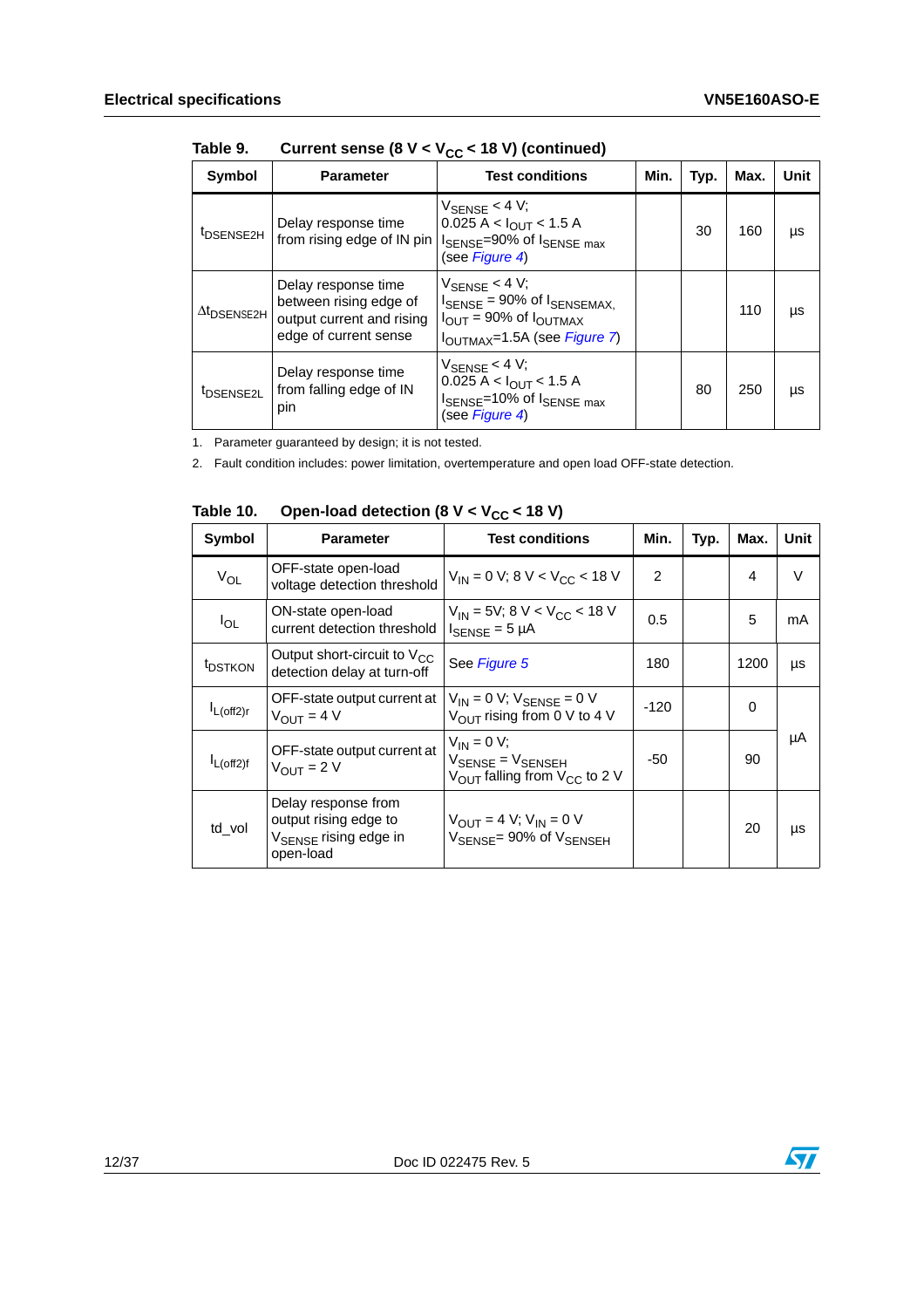Table 9. Current sense (8 V < $V_{CC}$ < 18 V) (continued)

| Symbol | Parameter | Test conditions | Min. | Typ. | Max. | Unit |
|---|---|---|---|---|---|---|
| $t_{DSENSE2H}$ | Delay response time from rising edge of IN pin | $V_{SENSE}$ < 4 V; 0.025 A < $I_{OUT}$ < 1.5 A $I_{SENSE}$=90% of $I_{SENSE\ max}$ (see *Figure 4*) | | 30 | 160 | µs |
| $\Delta t_{DSENSE2H}$ | Delay response time between rising edge of output current and rising edge of current sense | $V_{SENSE}$ < 4 V; $I_{SENSE}$ = 90% of $I_{SENSEMAX,}$ $I_{OUT}$ = 90% of $I_{OUTMAX}$ $I_{OUTMAX}$=1.5A (see *Figure 7*) | | | 110 | µs |
| $t_{DSENSE2L}$ | Delay response time from falling edge of IN pin | $V_{SENSE}$ < 4 V; 0.025 A < $I_{OUT}$ < 1.5 A $I_{SENSE}$=10% of $I_{SENSE\ max}$ (see *Figure 4*) | | 80 | 250 | µs |

1. Parameter guaranteed by design; it is not tested.
2. Fault condition includes: power limitation, overtemperature and open load OFF-state detection.

Table 10. Open-load detection (8 V < $V_{CC}$ < 18 V)

| Symbol | Parameter | Test conditions | Min. | Typ. | Max. | Unit |
|---|---|---|---|---|---|---|
| $V_{OL}$ | OFF-state open-load voltage detection threshold | $V_{IN}$ = 0 V; 8 V < $V_{CC}$ < 18 V | 2 | | 4 | V |
| $I_{OL}$ | ON-state open-load current detection threshold | $V_{IN}$ = 5V; 8 V < $V_{CC}$ < 18 V $I_{SENSE}$ = 5 µA | 0.5 | | 5 | mA |
| $t_{DSTKON}$ | Output short-circuit to $V_{CC}$ detection delay at turn-off | See *Figure 5* | 180 | | 1200 | µs |
| $I_{L(off2)r}$ | OFF-state output current at $V_{OUT}$ = 4 V | $V_{IN}$ = 0 V; $V_{SENSE}$ = 0 V $V_{OUT}$ rising from 0 V to 4 V | -120 | | 0 | µA |
| $I_{L(off2)f}$ | OFF-state output current at $V_{OUT}$ = 2 V | $V_{IN}$ = 0 V; $V_{SENSE}$ = $V_{SENSEH}$ $V_{OUT}$ falling from $V_{CC}$ to 2 V | -50 | | 90 | µA |
| td_vol | Delay response from output rising edge to $V_{SENSE}$ rising edge in open-load | $V_{OUT}$ = 4 V; $V_{IN}$ = 0 V $V_{SENSE}$= 90% of $V_{SENSEH}$ | | | 20 | µs |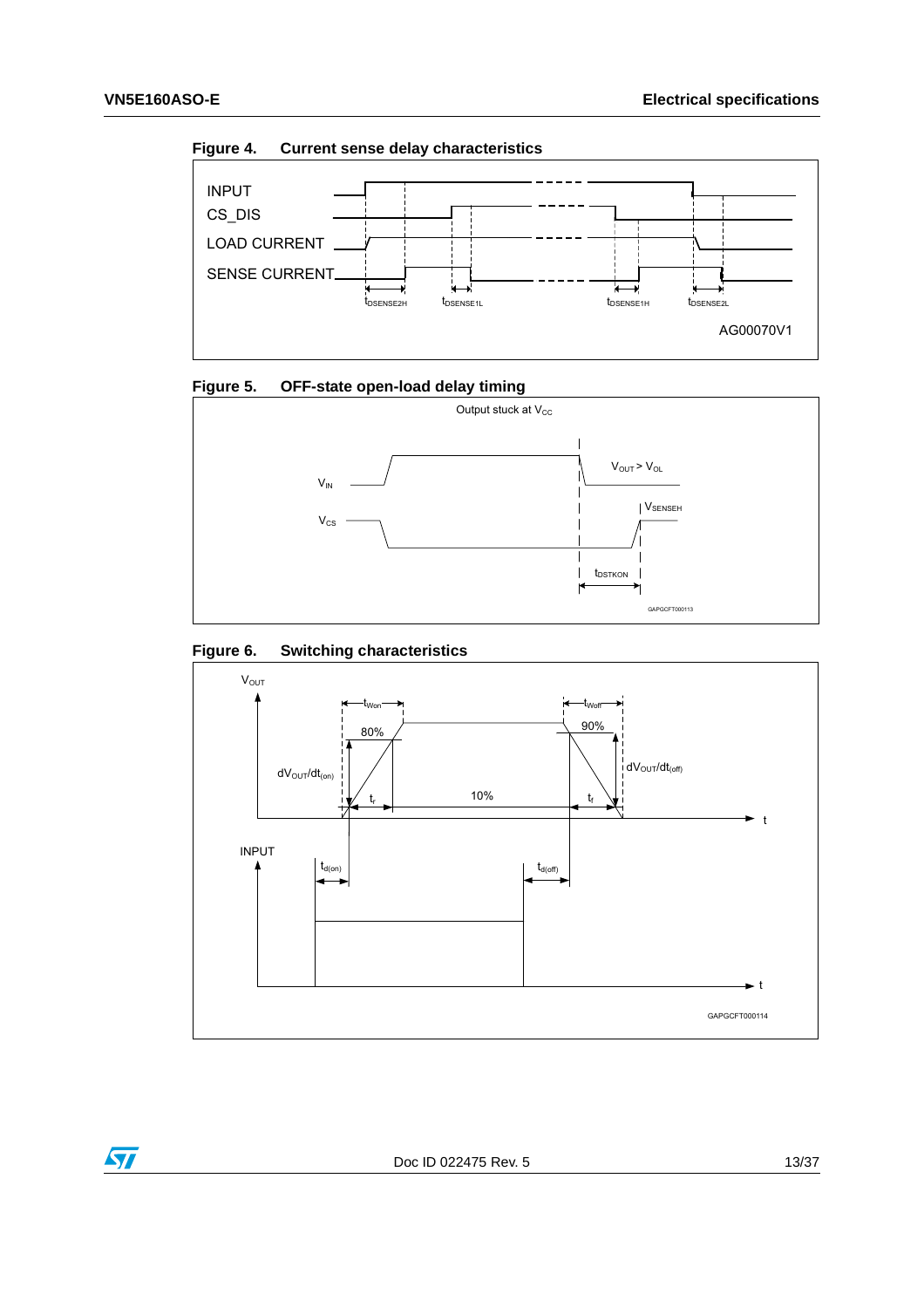**Figure 4. Current sense delay characteristics**

**Figure 5. OFF-state open-load delay timing**

**Figure 6. Switching characteristics**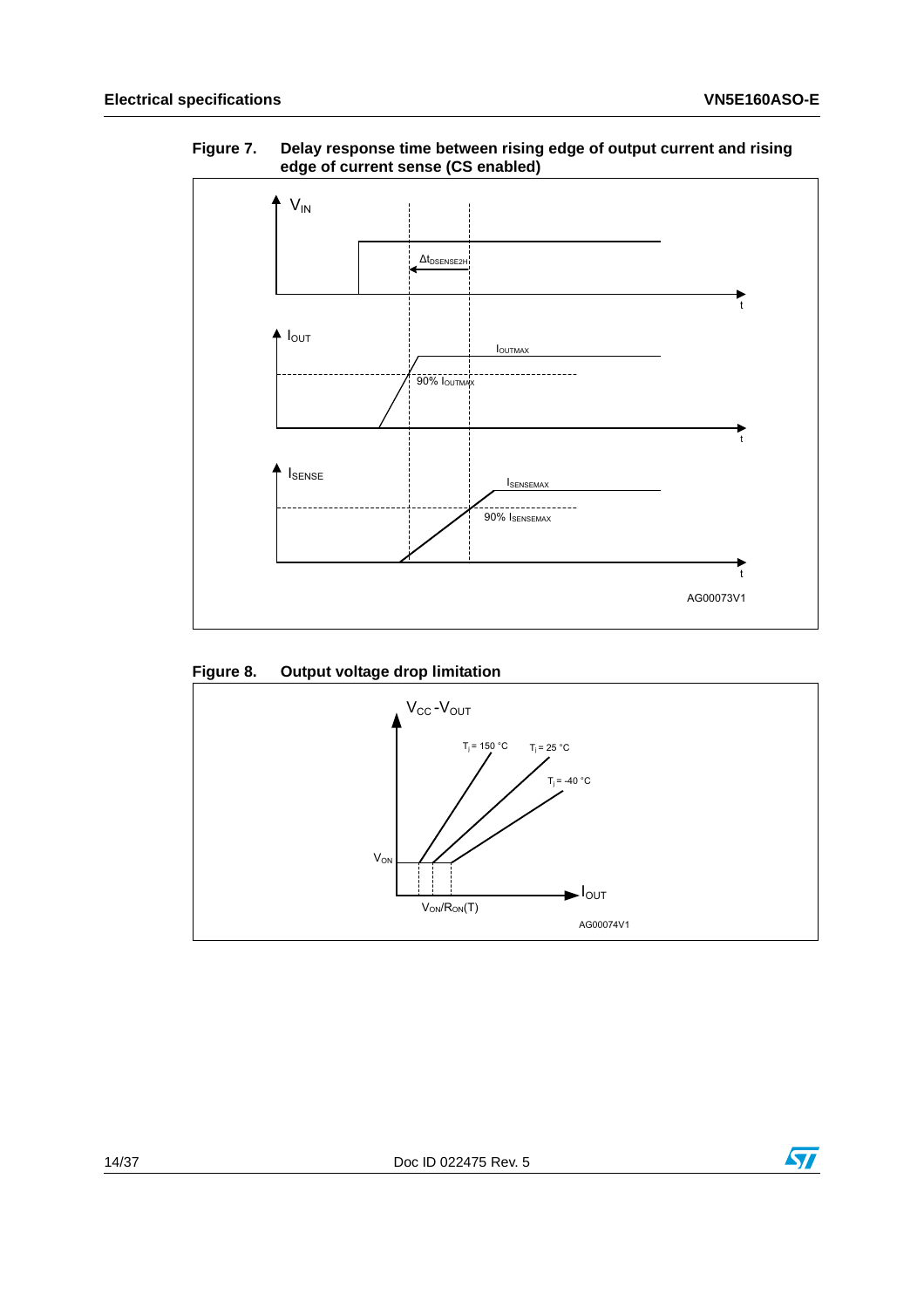**Figure 7. Delay response time between rising edge of output current and rising edge of current sense (CS enabled)**

**Figure 8. Output voltage drop limitation**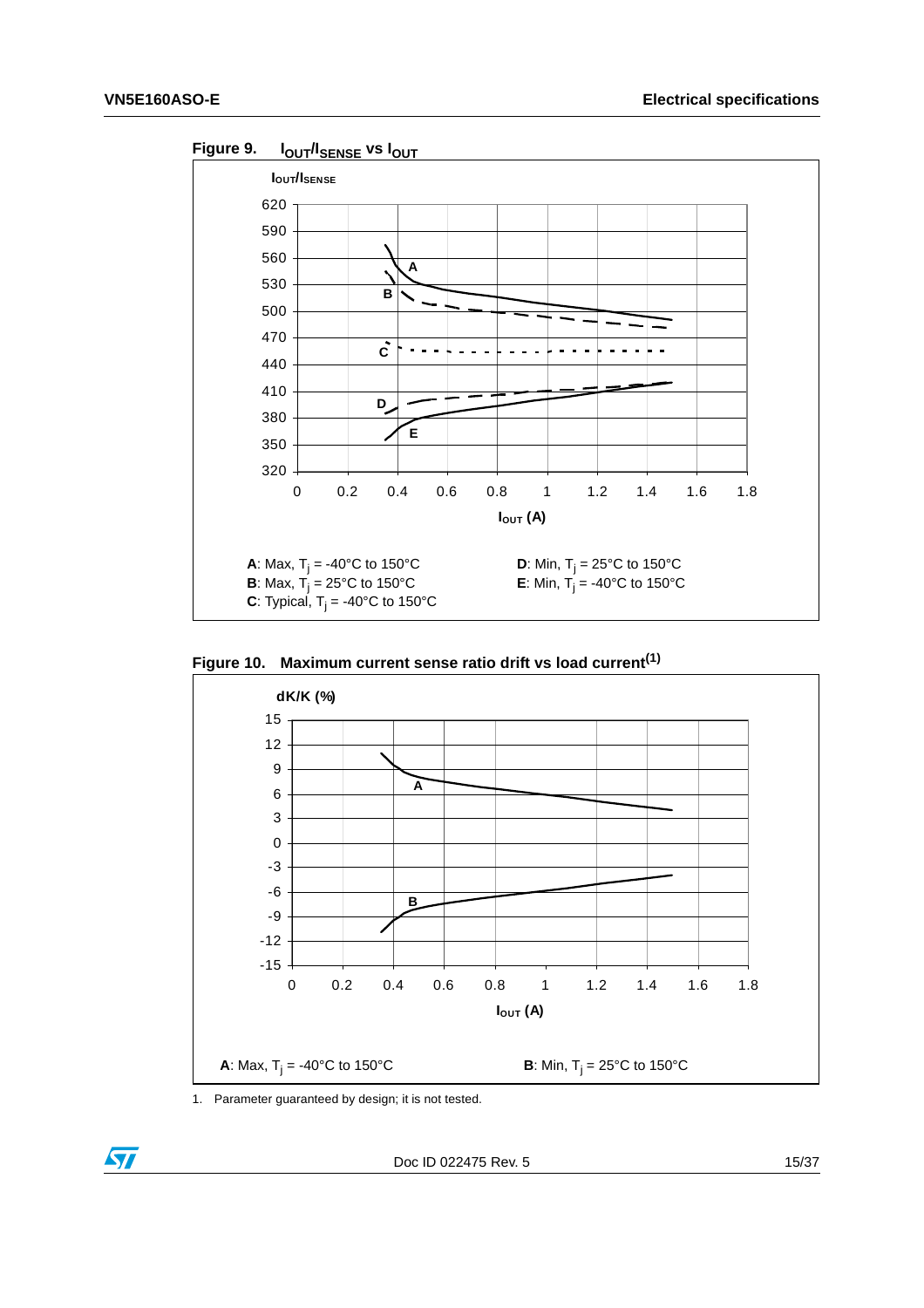Figure 9. $I_{OUT}/I_{SENSE}$ vs $I_{OUT}$

A: Max, $T_j$ = -40°C to 150°C
B: Max, $T_j$ = 25°C to 150°C
C: Typical, $T_j$ = -40°C to 150°C
D: Min, $T_j$ = 25°C to 150°C
E: Min, $T_j$ = -40°C to 150°C

Figure 10. Maximum current sense ratio drift vs load current[1]

A: Max, $T_j$ = -40°C to 150°C
B: Min, $T_j$ = 25°C to 150°C

1. Parameter guaranteed by design; it is not tested.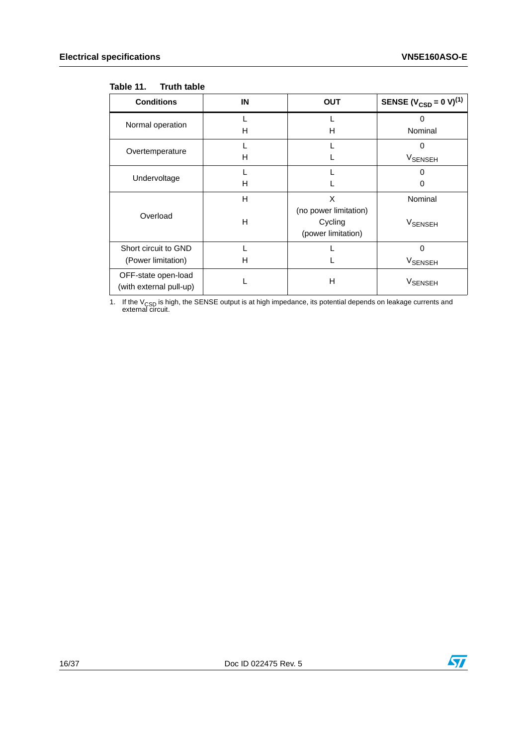Table 11. Truth table

| Conditions | IN | OUT | SENSE ($V_{CSD}$ = 0 V)(1) |
|---|---|---|---|
| Normal operation | L<br>H | L<br>H | 0<br>Nominal |
| Overtemperature | L<br>H | L<br>L | 0<br>$V_{SENSEH}$ |
| Undervoltage | L<br>H | L<br>L | 0<br>0 |
| Overload | H<br><br>H | X<br>(no power limitation)<br>Cycling<br>(power limitation) | Nominal<br><br>$V_{SENSEH}$ |
| Short circuit to GND<br>(Power limitation) | L<br>H | L<br>L | 0<br>$V_{SENSEH}$ |
| OFF-state open-load<br>(with external pull-up) | L | H | $V_{SENSEH}$ |

1. If the $V_{CSD}$ is high, the SENSE output is at high impedance, its potential depends on leakage currents and external circuit.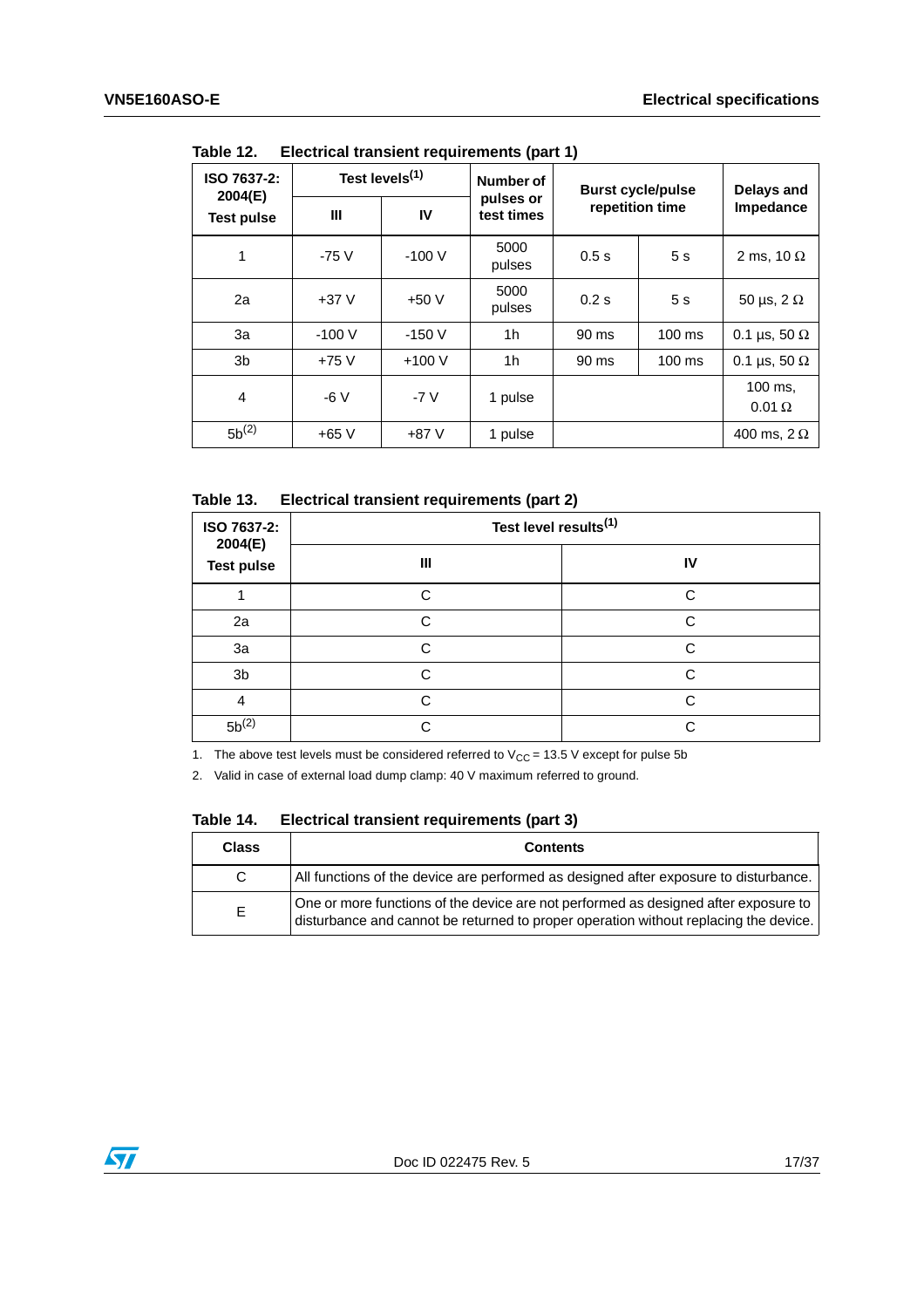Table 12. Electrical transient requirements (part 1)

| ISO 7637-2: 2004(E) Test pulse | Test levels[(1)] | | Number of pulses or test times | Burst cycle/pulse repetition time | | Delays and Impedance |
|---|---|---|---|---|---|---|
| | III | IV | | | | |
| 1 | -75 V | -100 V | 5000 pulses | 0.5 s | 5 s | 2 ms, 10 Ω |
| 2a | +37 V | +50 V | 5000 pulses | 0.2 s | 5 s | 50 µs, 2 Ω |
| 3a | -100 V | -150 V | 1h | 90 ms | 100 ms | 0.1 µs, 50 Ω |
| 3b | +75 V | +100 V | 1h | 90 ms | 100 ms | 0.1 µs, 50 Ω |
| 4 | -6 V | -7 V | 1 pulse | | | 100 ms, 0.01 Ω |
| 5b[(2)] | +65 V | +87 V | 1 pulse | | | 400 ms, 2 Ω |

Table 13. Electrical transient requirements (part 2)

| ISO 7637-2: 2004(E) Test pulse | Test level results[(1)] | |
|---|---|---|
| | III | IV |
| 1 | C | C |
| 2a | C | C |
| 3a | C | C |
| 3b | C | C |
| 4 | C | C |
| 5b[(2)] | C | C |

1. The above test levels must be considered referred to $V_{CC}$ = 13.5 V except for pulse 5b
2. Valid in case of external load dump clamp: 40 V maximum referred to ground.

Table 14. Electrical transient requirements (part 3)

| Class | Contents |
|---|---|
| C | All functions of the device are performed as designed after exposure to disturbance. |
| E | One or more functions of the device are not performed as designed after exposure to disturbance and cannot be returned to proper operation without replacing the device. |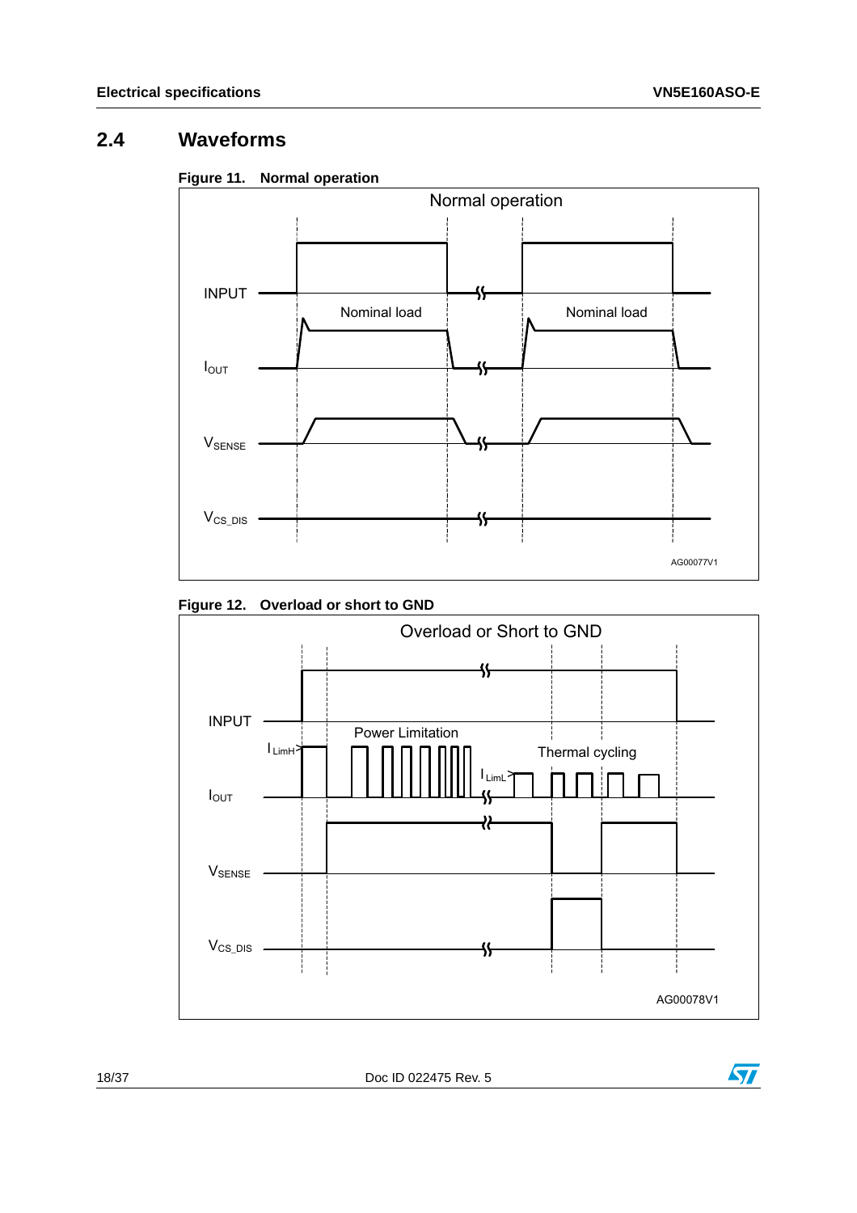## 2.4 Waveforms

**Figure 11. Normal operation**

Normal operation

INPUT

Nominal load

Nominal load

$I_{OUT}$

$V_{SENSE}$

$V_{CS\_DIS}$

AG00077V1

**Figure 12. Overload or short to GND**

Overload or Short to GND

INPUT

Power Limitation

$I_{LimH}$

Thermal cycling

$I_{LimL}$

$I_{OUT}$

$V_{SENSE}$

$V_{CS\_DIS}$

AG00078V1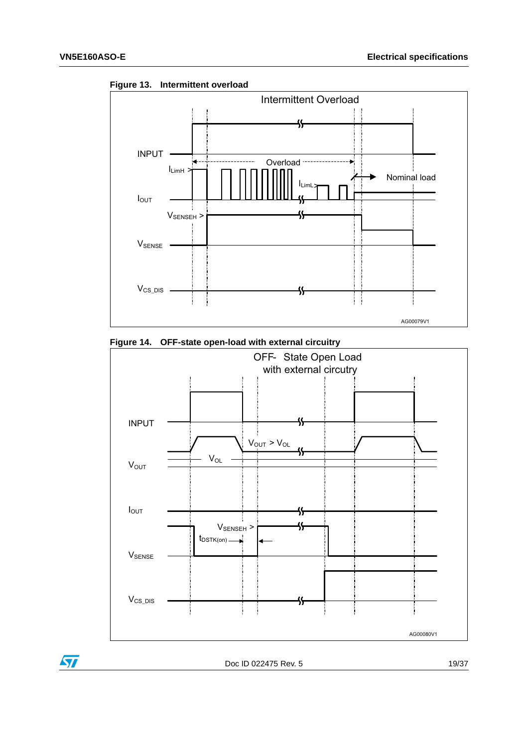**Figure 13. Intermittent overload**

Intermittent Overload

INPUT

Overload

$I_{LimH}$ >

$I_{LimL}$ >

Nominal load

$I_{OUT}$

$V_{SENSEH}$ >

$V_{SENSE}$

$V_{CS\_DIS}$

AG00079V1

**Figure 14. OFF-state open-load with external circuitry**

OFF- State Open Load with external circutry

INPUT

$V_{OUT}$ > $V_{OL}$

$V_{OL}$

$V_{OUT}$

$I_{OUT}$

$V_{SENSEH}$ >

$t_{DSTK(on)}$

$V_{SENSE}$

$V_{CS\_DIS}$

AG00080V1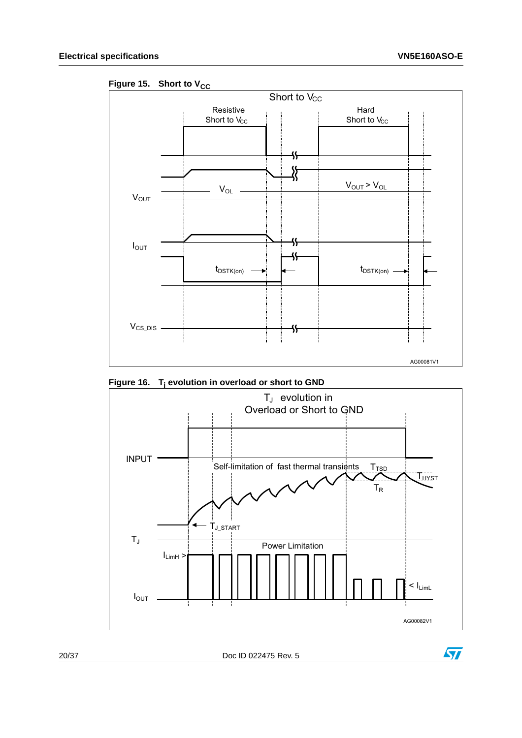**Figure 15. Short to $V_{CC}$**

**Figure 16. $T_j$ evolution in overload or short to GND**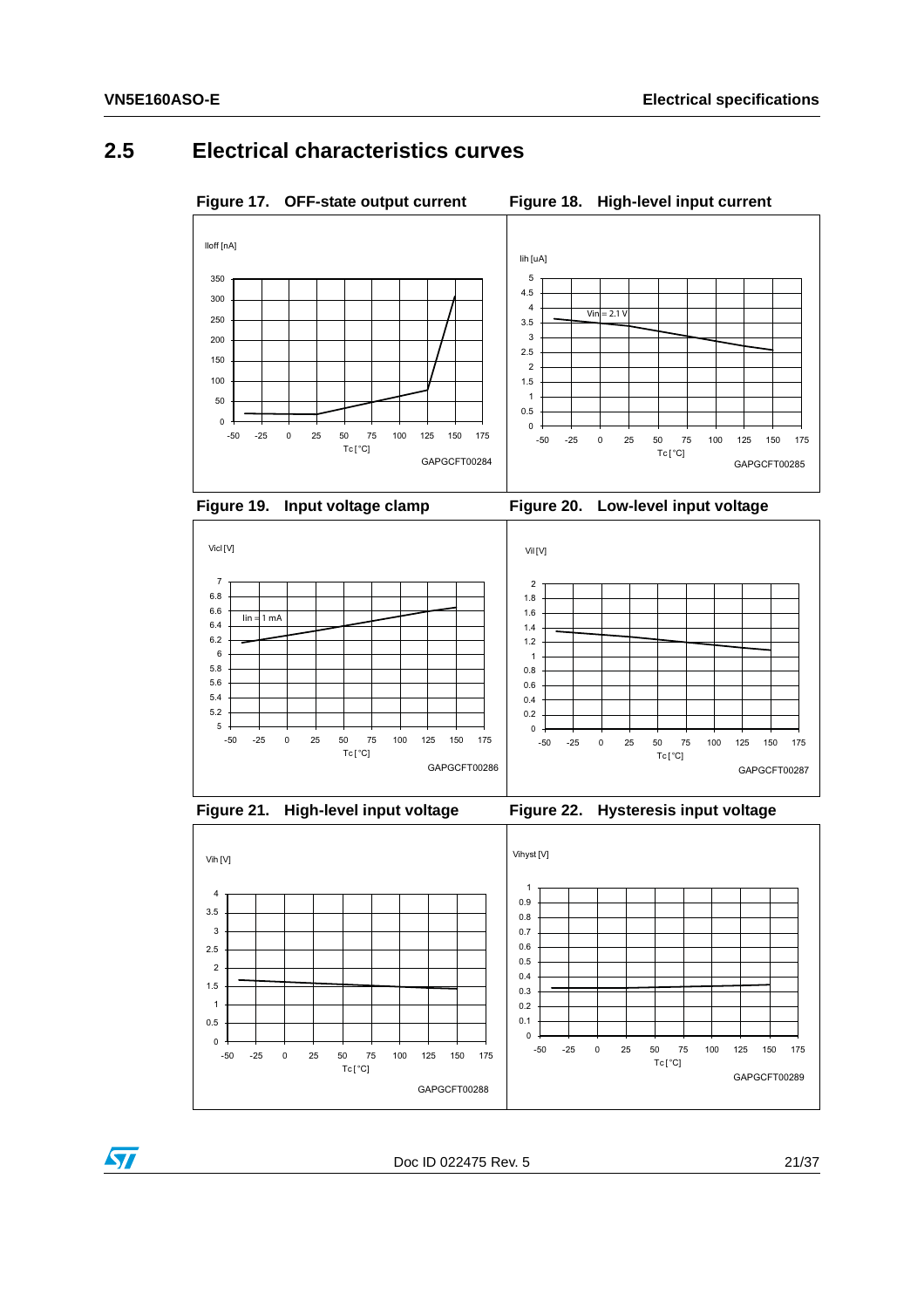## 2.5 Electrical characteristics curves

**Figure 17. OFF-state output current**

**Figure 18. High-level input current**

**Figure 19. Input voltage clamp**

**Figure 20. Low-level input voltage**

**Figure 21. High-level input voltage**

**Figure 22. Hysteresis input voltage**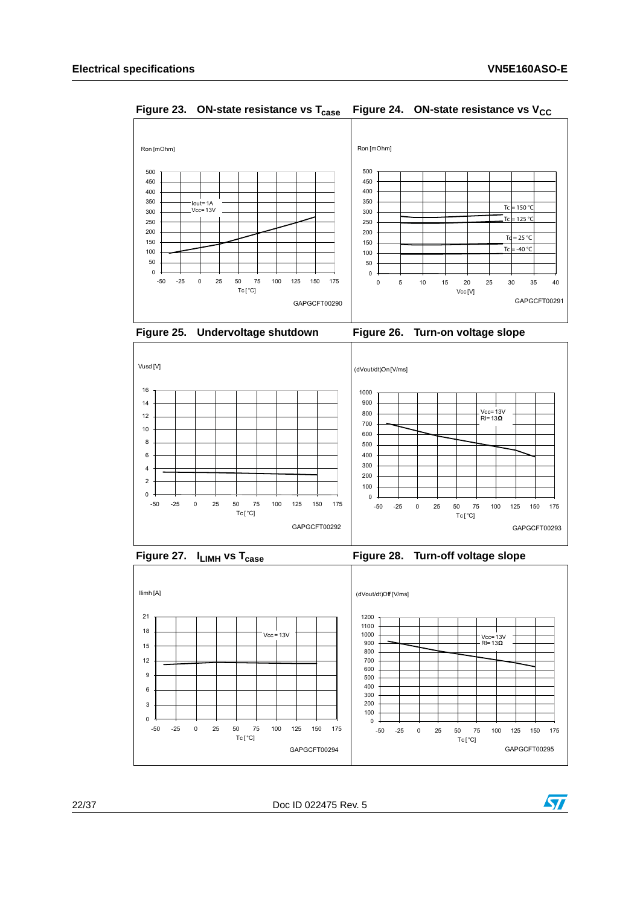**Figure 23. ON-state resistance vs $T_{case}$**

Ron [mOhm]

Iout= 1A
Vcc= 13V

Tc [°C]

GAPGCFT00290

**Figure 24. ON-state resistance vs $V_{CC}$**

Ron [mOhm]

Tc = 150 °C
Tc = 125 °C
Tc = 25 °C
Tc = -40 °C

Vcc [V]

GAPGCFT00291

**Figure 25. Undervoltage shutdown**

Vusd [V]

Tc [°C]

GAPGCFT00292

**Figure 26. Turn-on voltage slope**

(dVout/dt)On [V/ms]

Vcc= 13V
Rl= 13Ω

Tc [°C]

GAPGCFT00293

**Figure 27. $I_{LIMH}$ vs $T_{case}$**

Ilimh [A]

Vcc = 13V

Tc [°C]

GAPGCFT00294

**Figure 28. Turn-off voltage slope**

(dVout/dt)Off [V/ms]

Vcc= 13V
Rl= 13Ω

Tc [°C]

GAPGCFT00295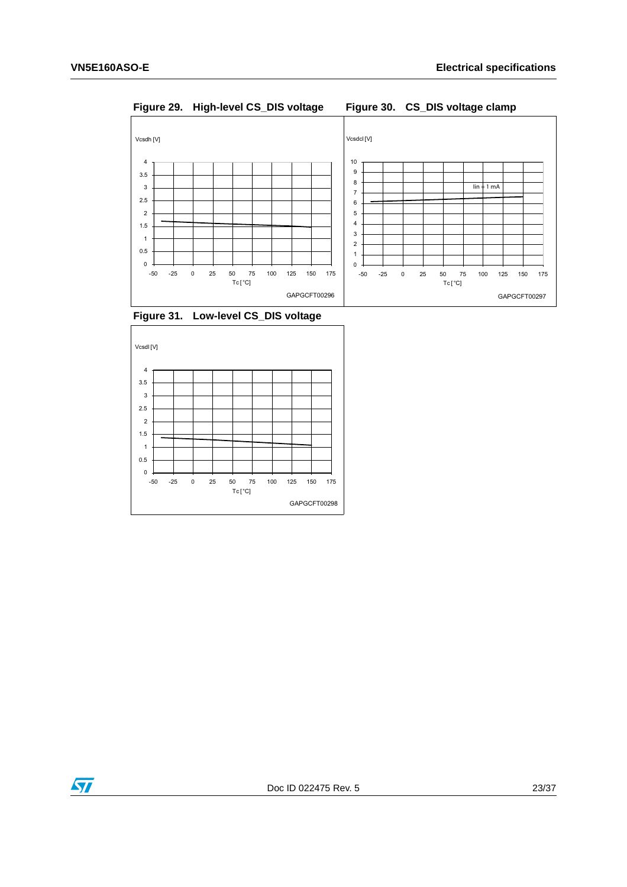Figure 29. High-level CS_DIS voltage

Figure 30. CS_DIS voltage clamp

Figure 31. Low-level CS_DIS voltage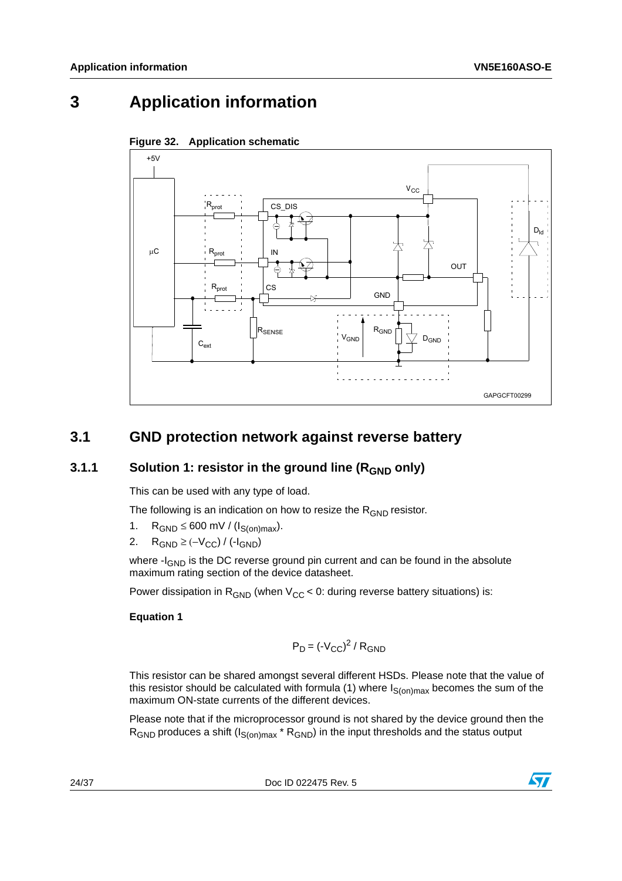# 3 Application information

**Figure 32. Application schematic**

## 3.1 GND protection network against reverse battery

### 3.1.1 Solution 1: resistor in the ground line ($R_{GND}$ only)

This can be used with any type of load.

The following is an indication on how to resize the $R_{GND}$ resistor.

1. $R_{GND} \leq 600\ mV / (I_{S(on)max})$.
2. $R_{GND} \geq (-V_{CC}) / (-I_{GND})$

where $-I_{GND}$ is the DC reverse ground pin current and can be found in the absolute maximum rating section of the device datasheet.

Power dissipation in $R_{GND}$ (when $V_{CC} < 0$: during reverse battery situations) is:

**Equation 1**

$$P_D = (-V_{CC})^2 / R_{GND}$$

This resistor can be shared amongst several different HSDs. Please note that the value of this resistor should be calculated with formula (1) where $I_{S(on)max}$ becomes the sum of the maximum ON-state currents of the different devices.

Please note that if the microprocessor ground is not shared by the device ground then the $R_{GND}$ produces a shift ($I_{S(on)max} * R_{GND}$) in the input thresholds and the status output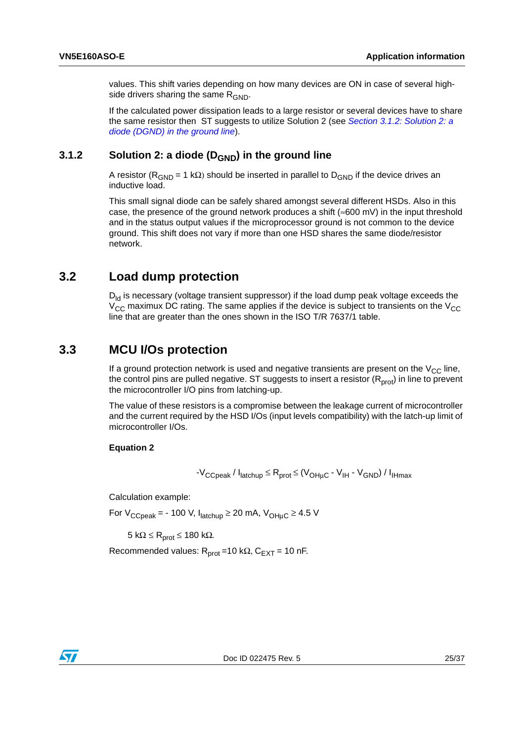values. This shift varies depending on how many devices are ON in case of several high-side drivers sharing the same $R_{GND}$.

If the calculated power dissipation leads to a large resistor or several devices have to share the same resistor then ST suggests to utilize Solution 2 (see *Section 3.1.2: Solution 2: a diode (DGND) in the ground line*).

### 3.1.2 Solution 2: a diode ($D_{GND}$) in the ground line

A resistor ($R_{GND}$ = 1 kΩ) should be inserted in parallel to $D_{GND}$ if the device drives an inductive load.

This small signal diode can be safely shared amongst several different HSDs. Also in this case, the presence of the ground network produces a shift (≈600 mV) in the input threshold and in the status output values if the microprocessor ground is not common to the device ground. This shift does not vary if more than one HSD shares the same diode/resistor network.

## 3.2 Load dump protection

$D_{ld}$ is necessary (voltage transient suppressor) if the load dump peak voltage exceeds the $V_{CC}$ maximux DC rating. The same applies if the device is subject to transients on the $V_{CC}$ line that are greater than the ones shown in the ISO T/R 7637/1 table.

## 3.3 MCU I/Os protection

If a ground protection network is used and negative transients are present on the $V_{CC}$ line, the control pins are pulled negative. ST suggests to insert a resistor ($R_{prot}$) in line to prevent the microcontroller I/O pins from latching-up.

The value of these resistors is a compromise between the leakage current of microcontroller and the current required by the HSD I/Os (input levels compatibility) with the latch-up limit of microcontroller I/Os.

**Equation 2**

$$-V_{CCpeak} / I_{latchup} \leq R_{prot} \leq (V_{OH\mu C} - V_{IH} - V_{GND}) / I_{IHmax}$$

Calculation example:

For $V_{CCpeak}$ = - 100 V, $I_{latchup} \geq$ 20 mA, $V_{OH\mu C} \geq$ 4.5 V

5 kΩ ≤ $R_{prot}$ ≤ 180 kΩ.

Recommended values: $R_{prot}$ =10 kΩ, $C_{EXT}$ = 10 nF.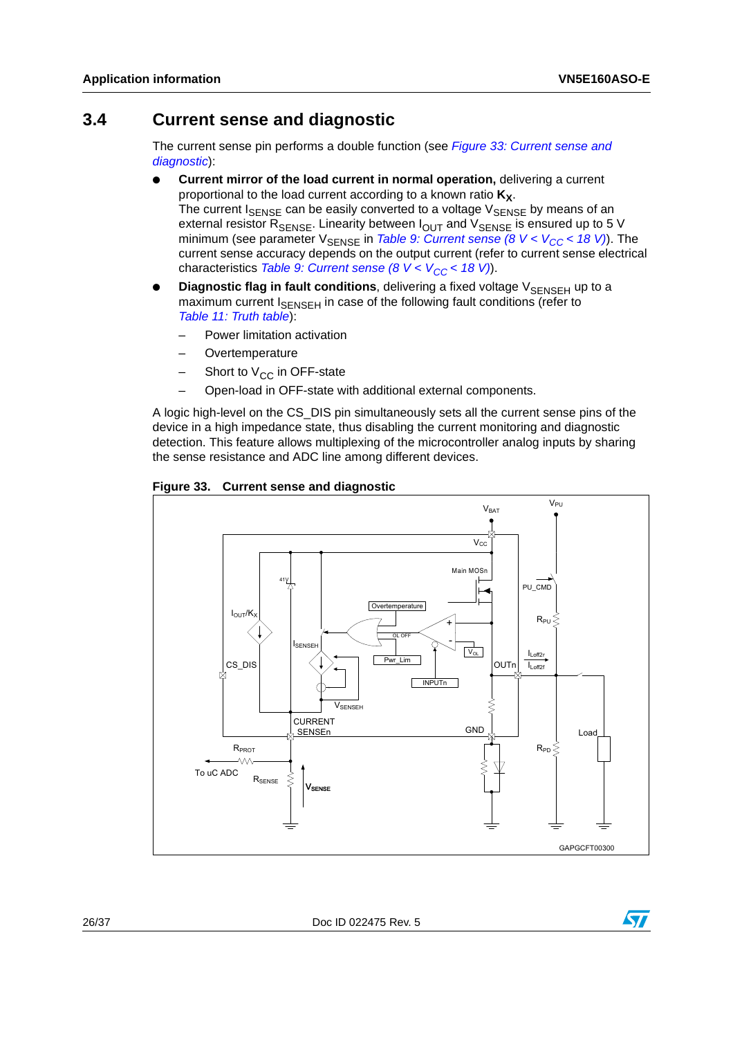## 3.4 Current sense and diagnostic

The current sense pin performs a double function (see *Figure 33: Current sense and diagnostic*):

- **Current mirror of the load current in normal operation,** delivering a current proportional to the load current according to a known ratio $\mathbf{K_X}$.
  The current $I_{SENSE}$ can be easily converted to a voltage $V_{SENSE}$ by means of an external resistor $R_{SENSE}$. Linearity between $I_{OUT}$ and $V_{SENSE}$ is ensured up to 5 V minimum (see parameter $V_{SENSE}$ in *Table 9: Current sense (8 V < $V_{CC}$ < 18 V)*). The current sense accuracy depends on the output current (refer to current sense electrical characteristics *Table 9: Current sense (8 V < $V_{CC}$ < 18 V)*).
- **Diagnostic flag in fault conditions**, delivering a fixed voltage $V_{SENSEH}$ up to a maximum current $I_{SENSEH}$ in case of the following fault conditions (refer to *Table 11: Truth table*):
  - Power limitation activation
  - Overtemperature
  - Short to $V_{CC}$ in OFF-state
  - Open-load in OFF-state with additional external components.

A logic high-level on the CS_DIS pin simultaneously sets all the current sense pins of the device in a high impedance state, thus disabling the current monitoring and diagnostic detection. This feature allows multiplexing of the microcontroller analog inputs by sharing the sense resistance and ADC line among different devices.

**Figure 33. Current sense and diagnostic**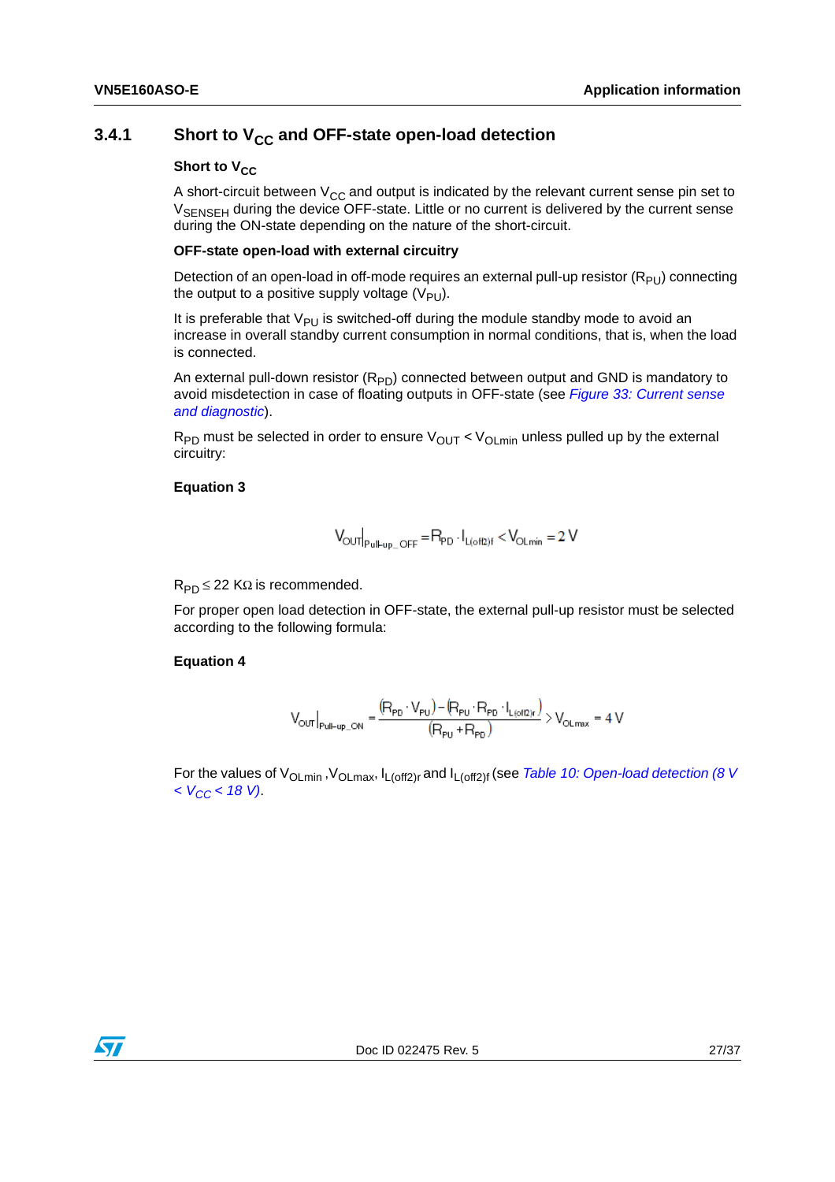### 3.4.1 Short to $V_{CC}$ and OFF-state open-load detection

**Short to $V_{CC}$**

A short-circuit between $V_{CC}$ and output is indicated by the relevant current sense pin set to $V_{SENSEH}$ during the device OFF-state. Little or no current is delivered by the current sense during the ON-state depending on the nature of the short-circuit.

**OFF-state open-load with external circuitry**

Detection of an open-load in off-mode requires an external pull-up resistor ($R_{PU}$) connecting the output to a positive supply voltage ($V_{PU}$).

It is preferable that $V_{PU}$ is switched-off during the module standby mode to avoid an increase in overall standby current consumption in normal conditions, that is, when the load is connected.

An external pull-down resistor ($R_{PD}$) connected between output and GND is mandatory to avoid misdetection in case of floating outputs in OFF-state (see *Figure 33: Current sense and diagnostic*).

$R_{PD}$ must be selected in order to ensure $V_{OUT} < V_{OLmin}$ unless pulled up by the external circuitry:

**Equation 3**

$$V_{OUT}\big|_{Pull\text{-}up\_OFF} = R_{PD} \cdot I_{L(off2)f} < V_{OLmin} = 2\,V$$

$R_{PD} \leq 22\ K\Omega$ is recommended.

For proper open load detection in OFF-state, the external pull-up resistor must be selected according to the following formula:

**Equation 4**

$$V_{OUT}\big|_{Pull\text{-}up\_ON} = \frac{(R_{PD} \cdot V_{PU}) - (R_{PU} \cdot R_{PD} \cdot I_{L(off2)r})}{(R_{PU} + R_{PD})} > V_{OLmax} = 4\,V$$

For the values of $V_{OLmin}$ ,$V_{OLmax}$, $I_{L(off2)r}$ and $I_{L(off2)f}$ (see *Table 10: Open-load detection (8 V < $V_{CC}$ < 18 V)*.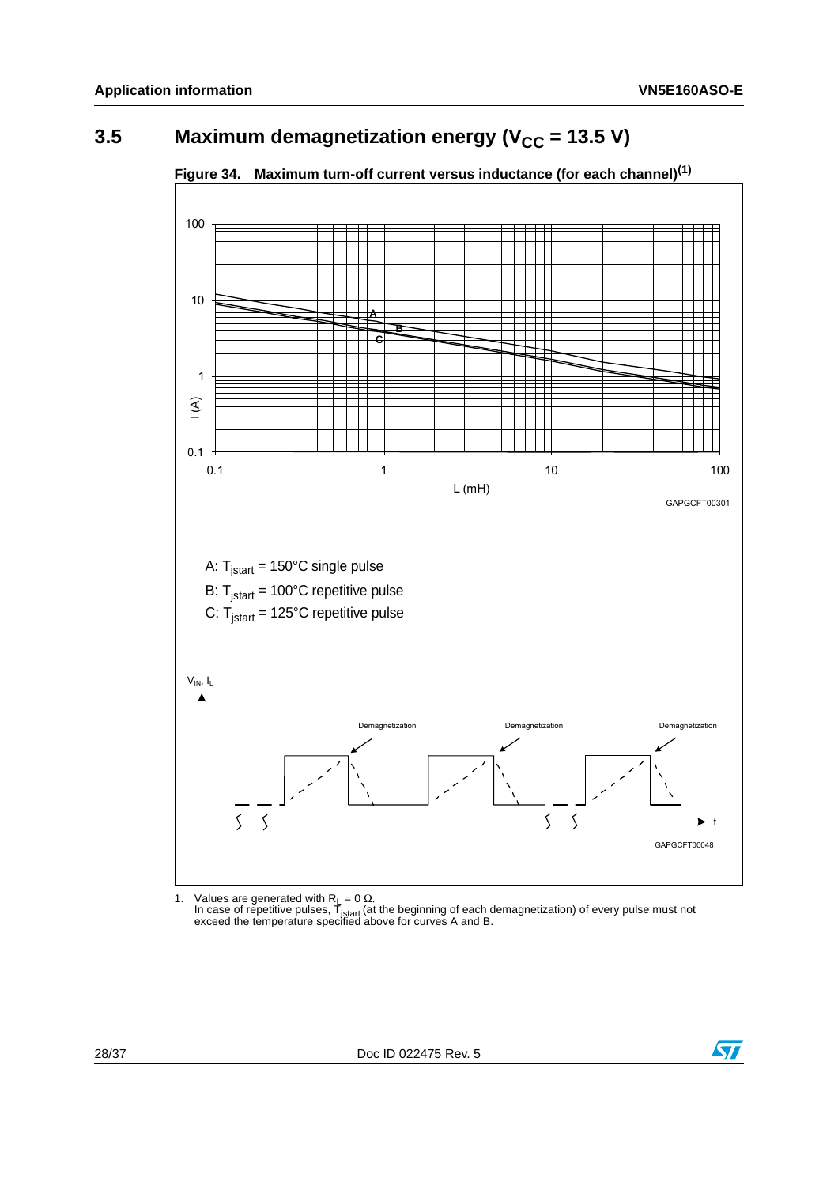## 3.5 Maximum demagnetization energy ($V_{CC}$ = 13.5 V)

**Figure 34. Maximum turn-off current versus inductance (for each channel)[(1)]**

A: $T_{jstart}$ = 150°C single pulse

B: $T_{jstart}$ = 100°C repetitive pulse

C: $T_{jstart}$ = 125°C repetitive pulse

1. Values are generated with $R_L = 0\ \Omega$.
   In case of repetitive pulses, $T_{jstart}$ (at the beginning of each demagnetization) of every pulse must not exceed the temperature specified above for curves A and B.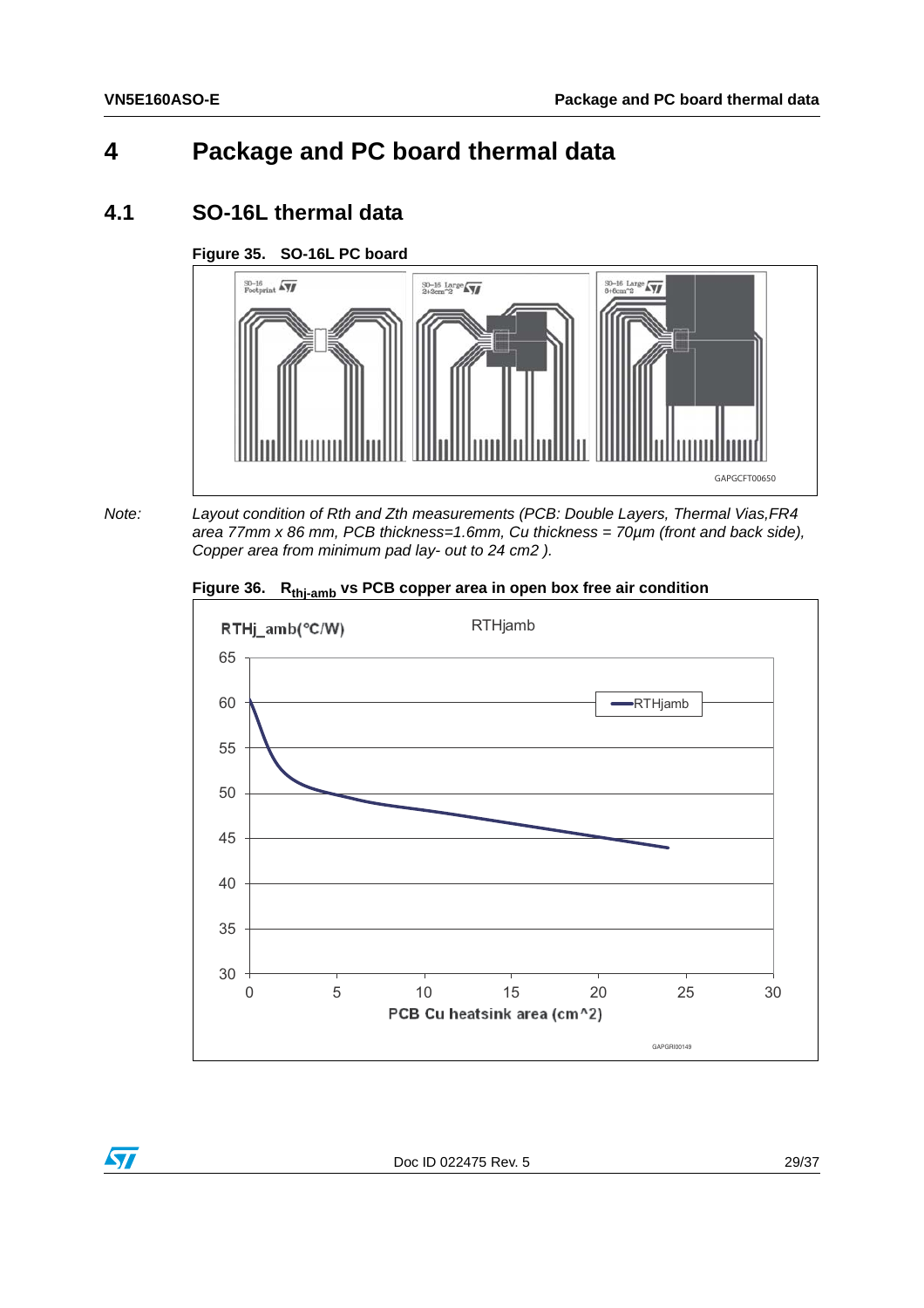# 4 Package and PC board thermal data

## 4.1 SO-16L thermal data

**Figure 35. SO-16L PC board**

*Note: Layout condition of Rth and Zth measurements (PCB: Double Layers, Thermal Vias,FR4 area 77mm x 86 mm, PCB thickness=1.6mm, Cu thickness = 70µm (front and back side), Copper area from minimum pad lay- out to 24 cm2 ).*

**Figure 36. $R_{thj\text{-}amb}$ vs PCB copper area in open box free air condition**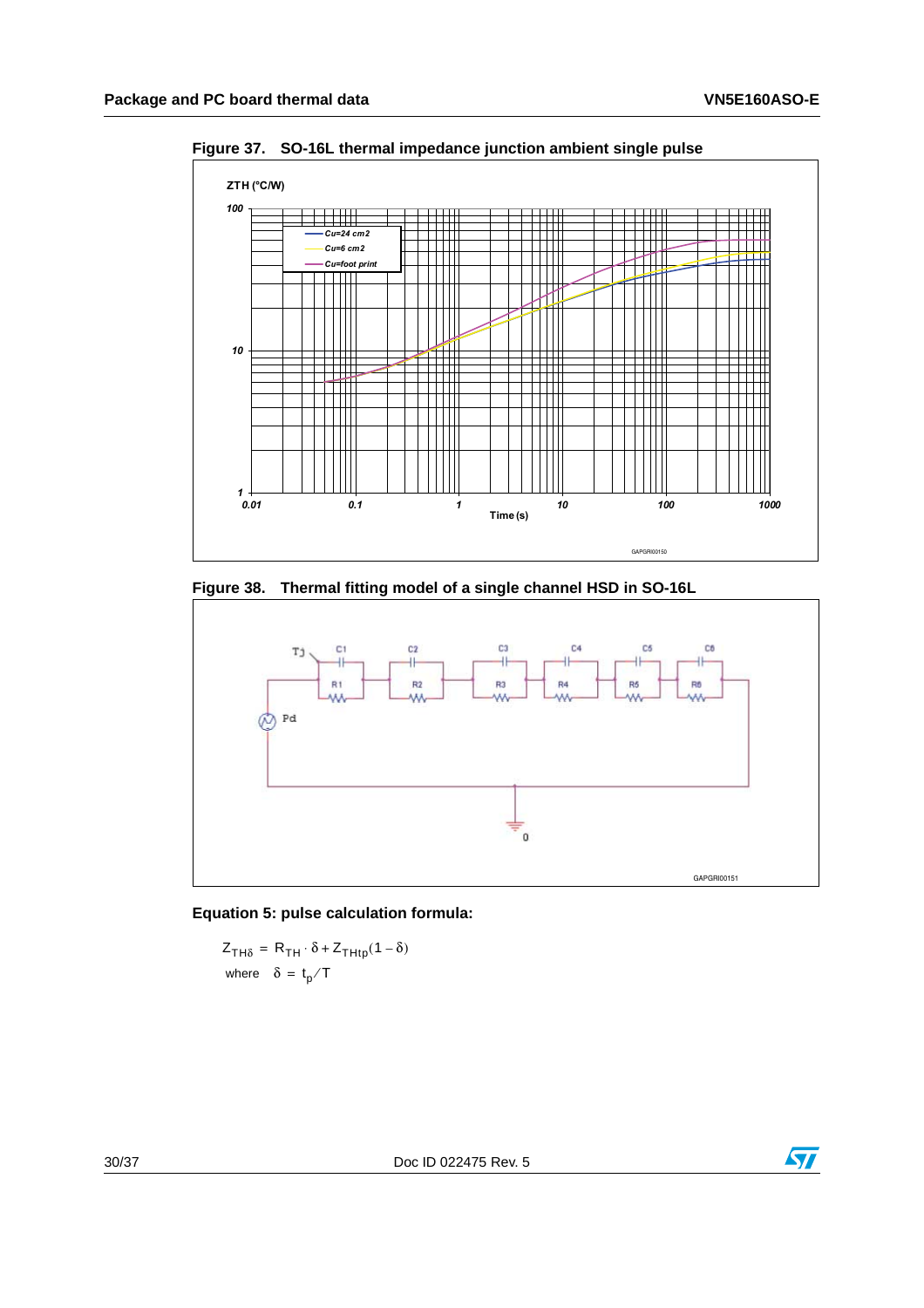**Figure 37. SO-16L thermal impedance junction ambient single pulse**

**Figure 38. Thermal fitting model of a single channel HSD in SO-16L**

**Equation 5: pulse calculation formula:**

$$Z_{TH\delta} = R_{TH} \cdot \delta + Z_{THtp}(1 - \delta)$$

where $\delta = t_p / T$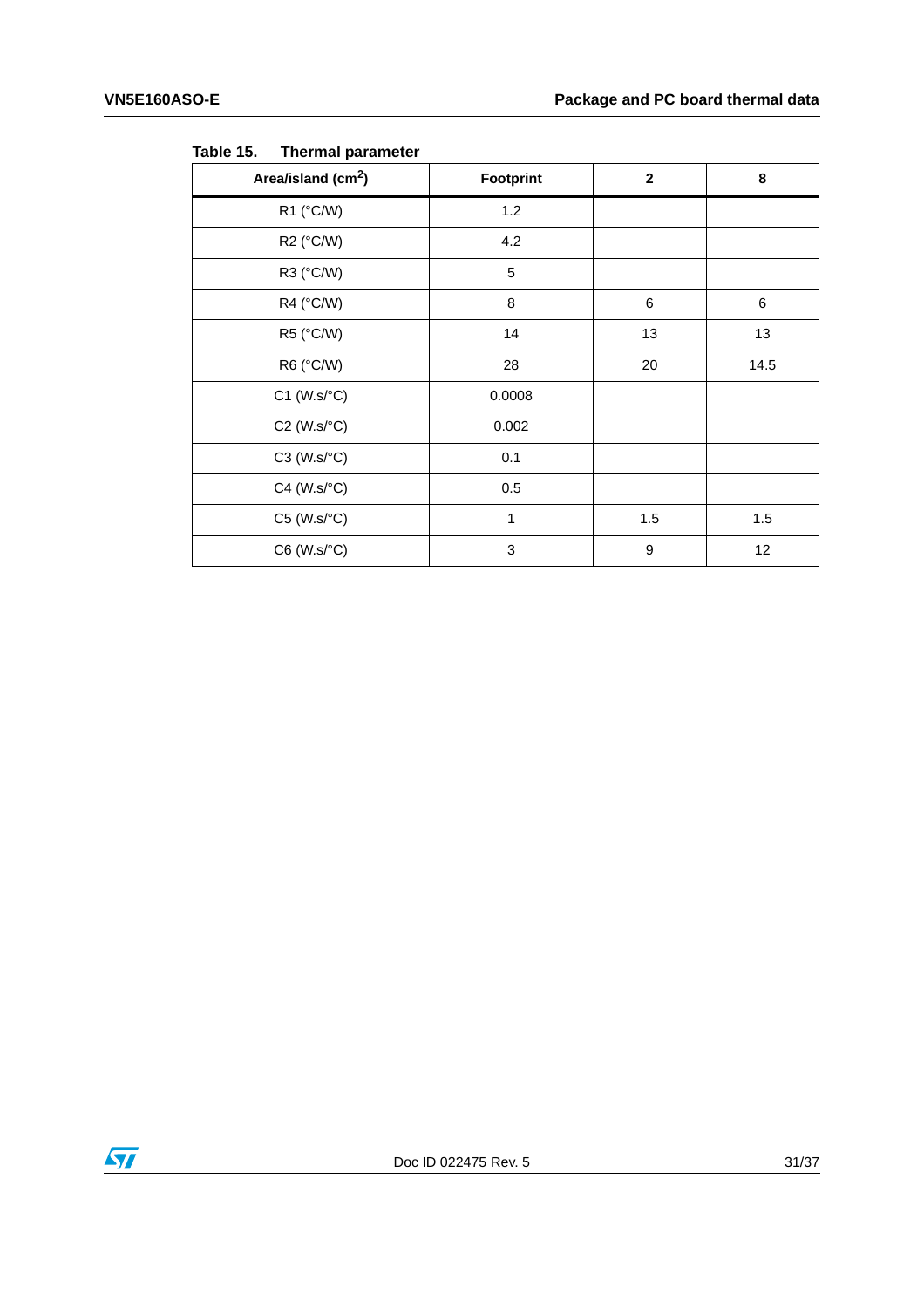Table 15. Thermal parameter

| Area/island ($cm^2$) | Footprint | 2 | 8 |
|---|---|---|---|
| R1 (°C/W) | 1.2 | | |
| R2 (°C/W) | 4.2 | | |
| R3 (°C/W) | 5 | | |
| R4 (°C/W) | 8 | 6 | 6 |
| R5 (°C/W) | 14 | 13 | 13 |
| R6 (°C/W) | 28 | 20 | 14.5 |
| C1 (W.s/°C) | 0.0008 | | |
| C2 (W.s/°C) | 0.002 | | |
| C3 (W.s/°C) | 0.1 | | |
| C4 (W.s/°C) | 0.5 | | |
| C5 (W.s/°C) | 1 | 1.5 | 1.5 |
| C6 (W.s/°C) | 3 | 9 | 12 |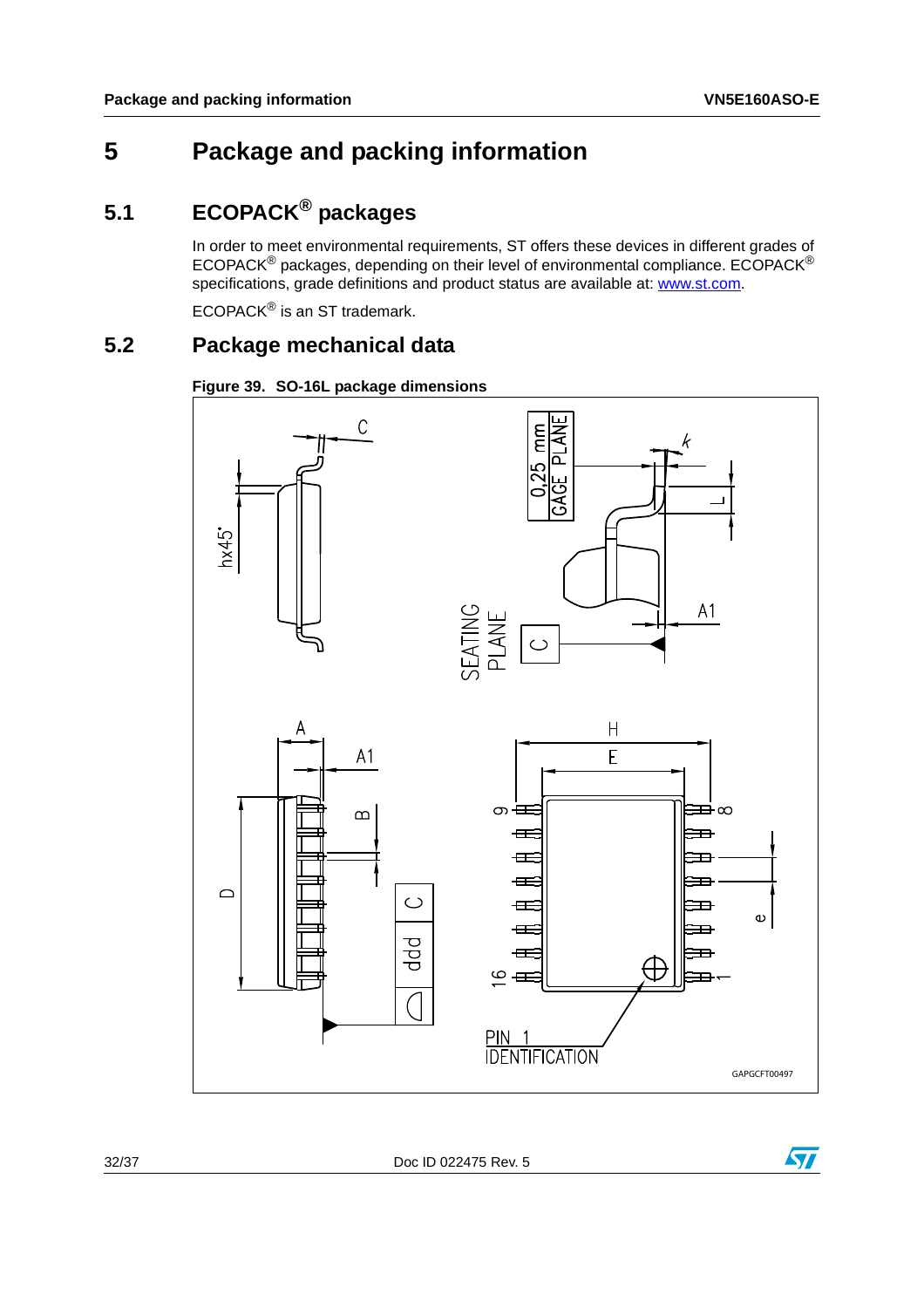# 5 Package and packing information

## 5.1 ECOPACK® packages

In order to meet environmental requirements, ST offers these devices in different grades of ECOPACK® packages, depending on their level of environmental compliance. ECOPACK® specifications, grade definitions and product status are available at: www.st.com.

ECOPACK® is an ST trademark.

## 5.2 Package mechanical data

**Figure 39. SO-16L package dimensions**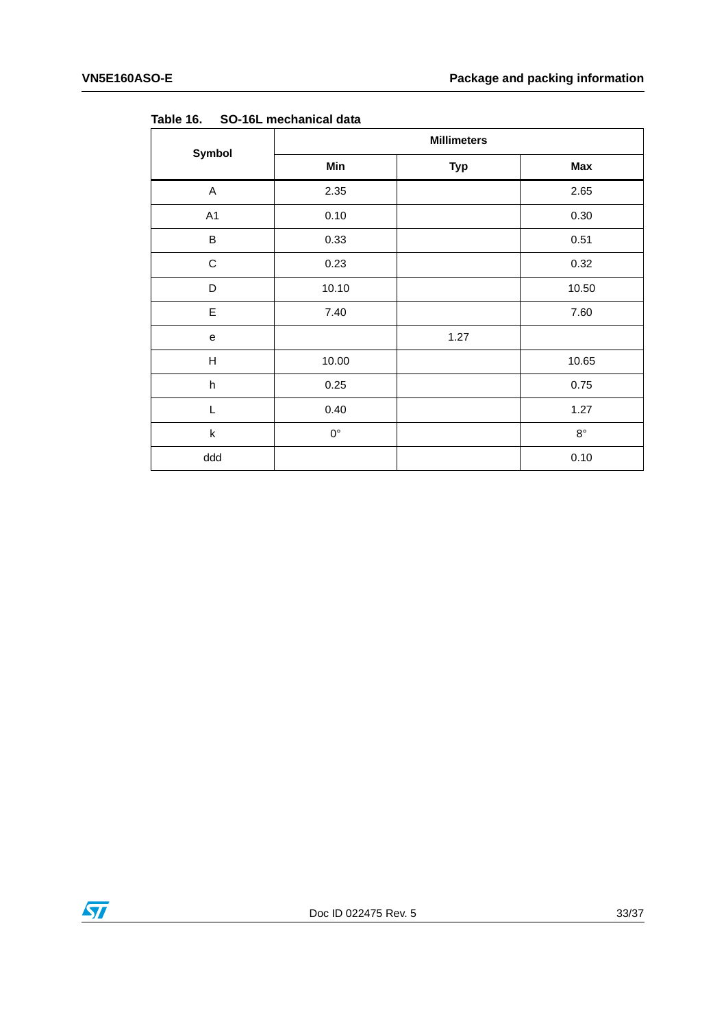Table 16. SO-16L mechanical data

| Symbol | Millimeters | | |
|---|---|---|---|
| | Min | Typ | Max |
| A | 2.35 | | 2.65 |
| A1 | 0.10 | | 0.30 |
| B | 0.33 | | 0.51 |
| C | 0.23 | | 0.32 |
| D | 10.10 | | 10.50 |
| E | 7.40 | | 7.60 |
| e | | 1.27 | |
| H | 10.00 | | 10.65 |
| h | 0.25 | | 0.75 |
| L | 0.40 | | 1.27 |
| k | 0° | | 8° |
| ddd | | | 0.10 |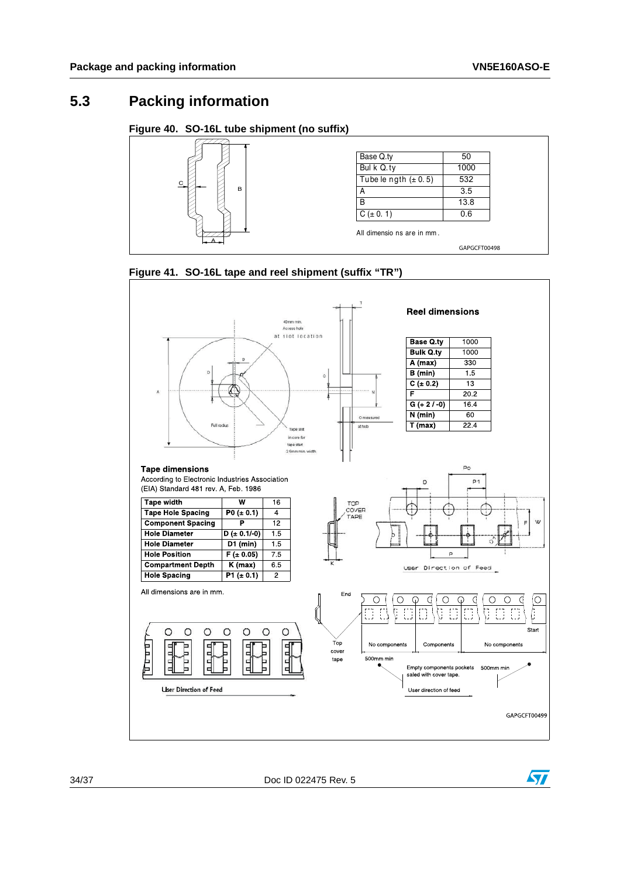## 5.3 Packing information

**Figure 40. SO-16L tube shipment (no suffix)**

| Base Q.ty | 50 |
|---|---|
| Bulk Q.ty | 1000 |
| Tube length (± 0.5) | 532 |
| A | 3.5 |
| B | 13.8 |
| C (± 0.1) | 0.6 |

All dimensions are in mm.

GAPGCFT00498

**Figure 41. SO-16L tape and reel shipment (suffix "TR")**

**Reel dimensions**

| Base Q.ty | 1000 |
|---|---|
| Bulk Q.ty | 1000 |
| A (max) | 330 |
| B (min) | 1.5 |
| C (± 0.2) | 13 |
| F | 20.2 |
| G (+ 2 / -0) | 16.4 |
| N (min) | 60 |
| T (max) | 22.4 |

**Tape dimensions**

According to Electronic Industries Association (EIA) Standard 481 rev. A, Feb. 1986

| Tape width | W | 16 |
|---|---|---|
| Tape Hole Spacing | P0 (± 0.1) | 4 |
| Component Spacing | P | 12 |
| Hole Diameter | D (± 0.1/-0) | 1.5 |
| Hole Diameter | D1 (min) | 1.5 |
| Hole Position | F (± 0.05) | 7.5 |
| Compartment Depth | K (max) | 6.5 |
| Hole Spacing | P1 (± 0.1) | 2 |

All dimensions are in mm.

GAPGCFT00499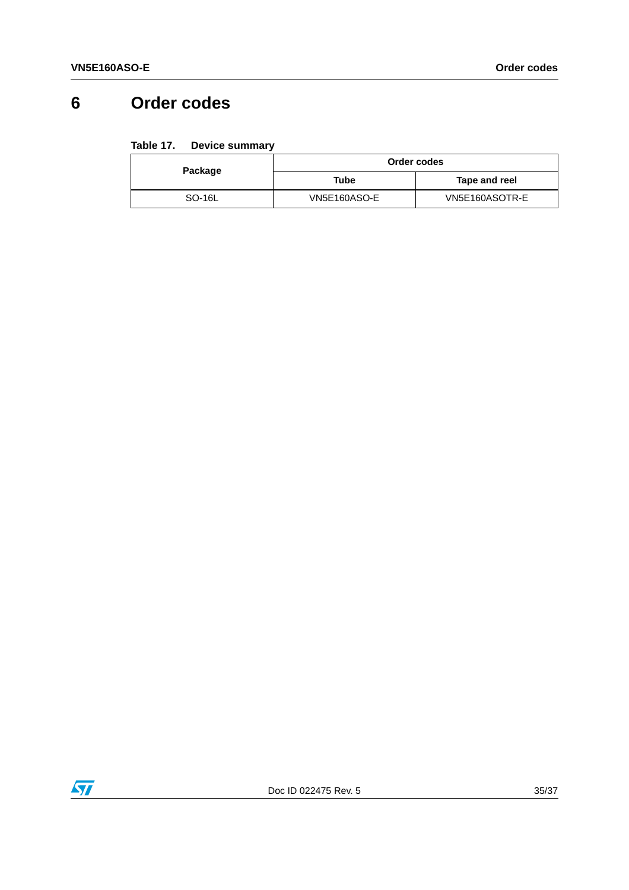# 6 Order codes

**Table 17. Device summary**

| Package | Order codes | |
|---|---|---|
| | Tube | Tape and reel |
| SO-16L | VN5E160ASO-E | VN5E160ASOTR-E |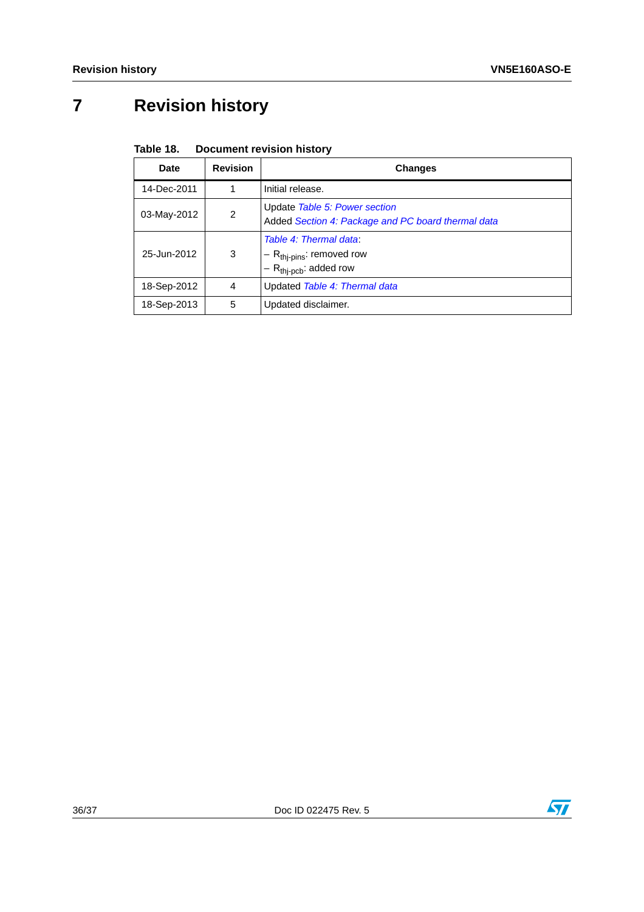# 7 Revision history

**Table 18. Document revision history**

| Date | Revision | Changes |
| --- | --- | --- |
| 14-Dec-2011 | 1 | Initial release. |
| 03-May-2012 | 2 | Update *Table 5: Power section*<br>Added *Section 4: Package and PC board thermal data* |
| 25-Jun-2012 | 3 | *Table 4: Thermal data*:<br>– $R_{thj-pins}$: removed row<br>– $R_{thj-pcb}$: added row |
| 18-Sep-2012 | 4 | Updated *Table 4: Thermal data* |
| 18-Sep-2013 | 5 | Updated disclaimer. |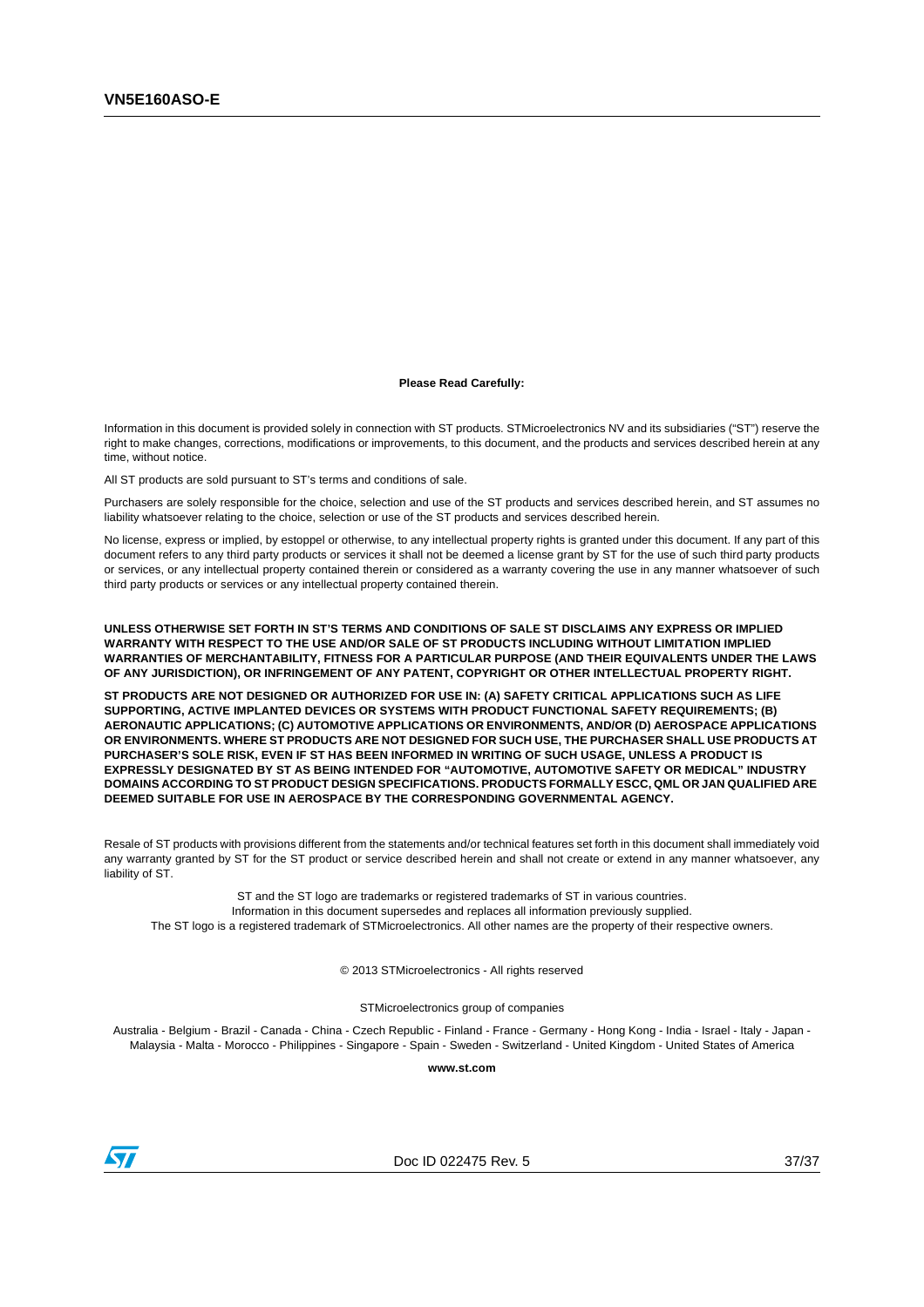**Please Read Carefully:**

Information in this document is provided solely in connection with ST products. STMicroelectronics NV and its subsidiaries ("ST") reserve the right to make changes, corrections, modifications or improvements, to this document, and the products and services described herein at any time, without notice.

All ST products are sold pursuant to ST's terms and conditions of sale.

Purchasers are solely responsible for the choice, selection and use of the ST products and services described herein, and ST assumes no liability whatsoever relating to the choice, selection or use of the ST products and services described herein.

No license, express or implied, by estoppel or otherwise, to any intellectual property rights is granted under this document. If any part of this document refers to any third party products or services it shall not be deemed a license grant by ST for the use of such third party products or services, or any intellectual property contained therein or considered as a warranty covering the use in any manner whatsoever of such third party products or services or any intellectual property contained therein.

**UNLESS OTHERWISE SET FORTH IN ST'S TERMS AND CONDITIONS OF SALE ST DISCLAIMS ANY EXPRESS OR IMPLIED WARRANTY WITH RESPECT TO THE USE AND/OR SALE OF ST PRODUCTS INCLUDING WITHOUT LIMITATION IMPLIED WARRANTIES OF MERCHANTABILITY, FITNESS FOR A PARTICULAR PURPOSE (AND THEIR EQUIVALENTS UNDER THE LAWS OF ANY JURISDICTION), OR INFRINGEMENT OF ANY PATENT, COPYRIGHT OR OTHER INTELLECTUAL PROPERTY RIGHT.**

**ST PRODUCTS ARE NOT DESIGNED OR AUTHORIZED FOR USE IN: (A) SAFETY CRITICAL APPLICATIONS SUCH AS LIFE SUPPORTING, ACTIVE IMPLANTED DEVICES OR SYSTEMS WITH PRODUCT FUNCTIONAL SAFETY REQUIREMENTS; (B) AERONAUTIC APPLICATIONS; (C) AUTOMOTIVE APPLICATIONS OR ENVIRONMENTS, AND/OR (D) AEROSPACE APPLICATIONS OR ENVIRONMENTS. WHERE ST PRODUCTS ARE NOT DESIGNED FOR SUCH USE, THE PURCHASER SHALL USE PRODUCTS AT PURCHASER'S SOLE RISK, EVEN IF ST HAS BEEN INFORMED IN WRITING OF SUCH USAGE, UNLESS A PRODUCT IS EXPRESSLY DESIGNATED BY ST AS BEING INTENDED FOR "AUTOMOTIVE, AUTOMOTIVE SAFETY OR MEDICAL" INDUSTRY DOMAINS ACCORDING TO ST PRODUCT DESIGN SPECIFICATIONS. PRODUCTS FORMALLY ESCC, QML OR JAN QUALIFIED ARE DEEMED SUITABLE FOR USE IN AEROSPACE BY THE CORRESPONDING GOVERNMENTAL AGENCY.**

Resale of ST products with provisions different from the statements and/or technical features set forth in this document shall immediately void any warranty granted by ST for the ST product or service described herein and shall not create or extend in any manner whatsoever, any liability of ST.

ST and the ST logo are trademarks or registered trademarks of ST in various countries.
Information in this document supersedes and replaces all information previously supplied.
The ST logo is a registered trademark of STMicroelectronics. All other names are the property of their respective owners.

© 2013 STMicroelectronics - All rights reserved

STMicroelectronics group of companies

Australia - Belgium - Brazil - Canada - China - Czech Republic - Finland - France - Germany - Hong Kong - India - Israel - Italy - Japan - Malaysia - Malta - Morocco - Philippines - Singapore - Spain - Sweden - Switzerland - United Kingdom - United States of America

**www.st.com**